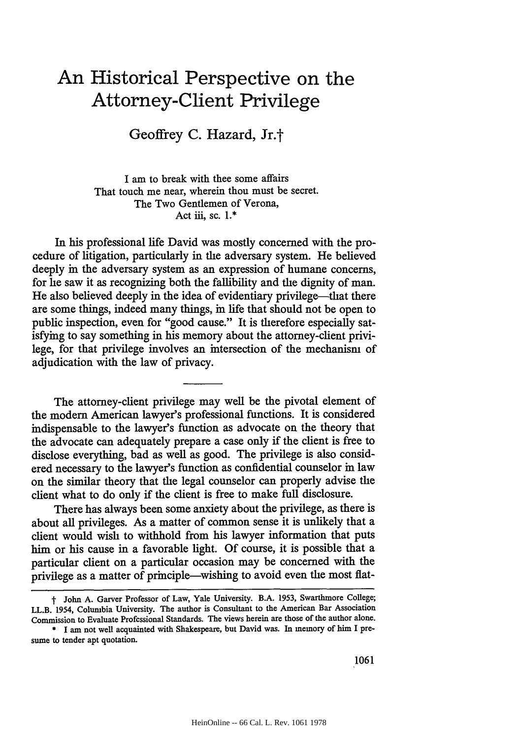# An Historical Perspective on the Attorney-Client Privilege

Geoffrey C. Hazard, Jr.†

> I am to break with thee some affairs
> That touch me near, wherein thou must be secret.
> The Two Gentlemen of Verona,
> Act iii, sc. 1.*

In his professional life David was mostly concerned with the procedure of litigation, particularly in the adversary system. He believed deeply in the adversary system as an expression of humane concerns, for he saw it as recognizing both the fallibility and the dignity of man. He also believed deeply in the idea of evidentiary privilege—that there are some things, indeed many things, in life that should not be open to public inspection, even for "good cause." It is therefore especially satisfying to say something in his memory about the attorney-client privilege, for that privilege involves an intersection of the mechanism of adjudication with the law of privacy.

---

The attorney-client privilege may well be the pivotal element of the modern American lawyer's professional functions. It is considered indispensable to the lawyer's function as advocate on the theory that the advocate can adequately prepare a case only if the client is free to disclose everything, bad as well as good. The privilege is also considered necessary to the lawyer's function as confidential counselor in law on the similar theory that the legal counselor can properly advise the client what to do only if the client is free to make full disclosure.

There has always been some anxiety about the privilege, as there is about all privileges. As a matter of common sense it is unlikely that a client would wish to withhold from his lawyer information that puts him or his cause in a favorable light. Of course, it is possible that a particular client on a particular occasion may be concerned with the privilege as a matter of principle—wishing to avoid even the most flat-

---

† John A. Garver Professor of Law, Yale University. B.A. 1953, Swarthmore College; LL.B. 1954, Columbia University. The author is Consultant to the American Bar Association Commission to Evaluate Professional Standards. The views herein are those of the author alone.

\* I am not well acquainted with Shakespeare, but David was. In memory of him I presume to tender apt quotation.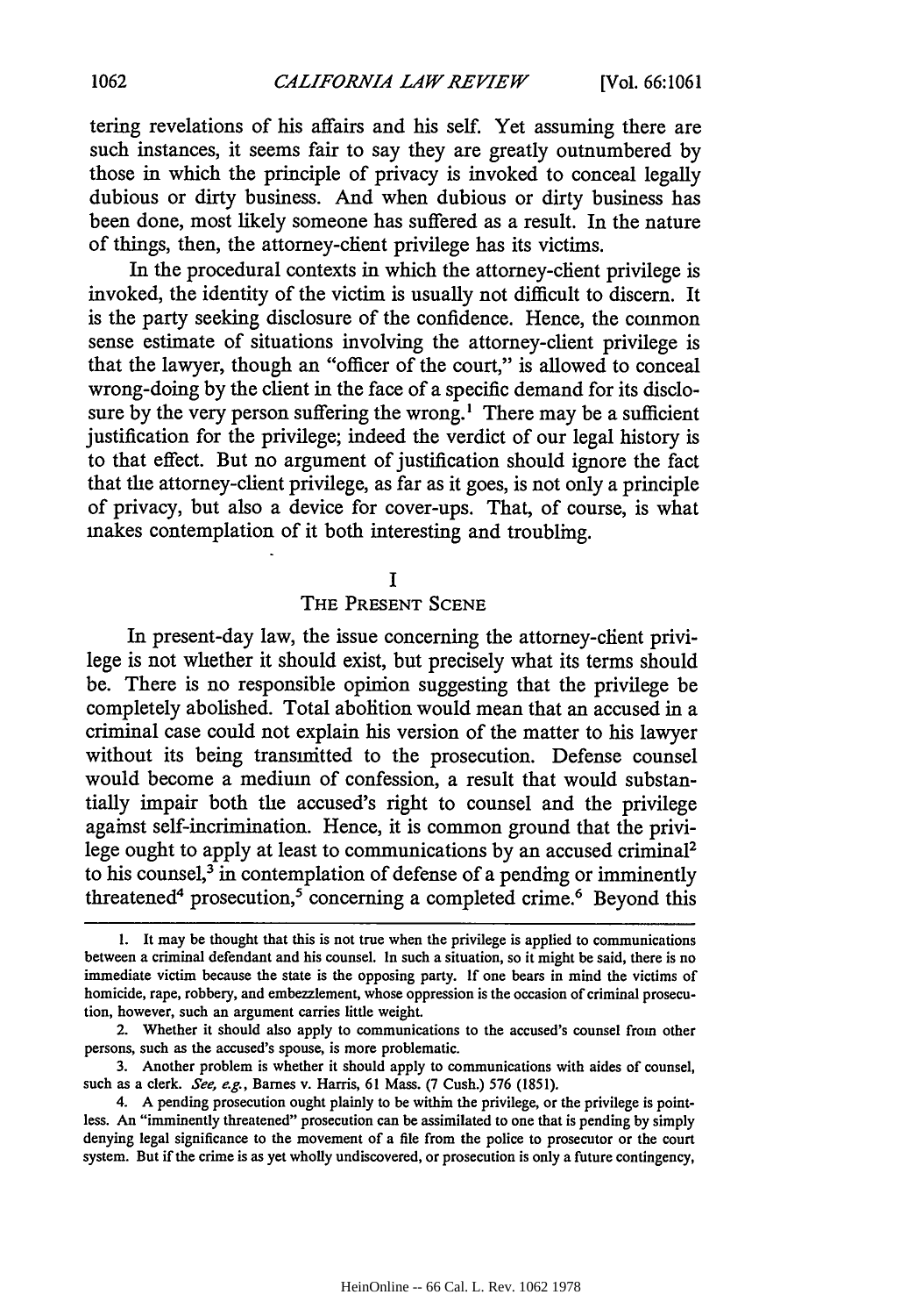tering revelations of his affairs and his self. Yet assuming there are such instances, it seems fair to say they are greatly outnumbered by those in which the principle of privacy is invoked to conceal legally dubious or dirty business. And when dubious or dirty business has been done, most likely someone has suffered as a result. In the nature of things, then, the attorney-client privilege has its victims.

In the procedural contexts in which the attorney-client privilege is invoked, the identity of the victim is usually not difficult to discern. It is the party seeking disclosure of the confidence. Hence, the common sense estimate of situations involving the attorney-client privilege is that the lawyer, though an "officer of the court," is allowed to conceal wrong-doing by the client in the face of a specific demand for its disclosure by the very person suffering the wrong.[1] There may be a sufficient justification for the privilege; indeed the verdict of our legal history is to that effect. But no argument of justification should ignore the fact that the attorney-client privilege, as far as it goes, is not only a principle of privacy, but also a device for cover-ups. That, of course, is what makes contemplation of it both interesting and troubling.

## I
## THE PRESENT SCENE

In present-day law, the issue concerning the attorney-client privilege is not whether it should exist, but precisely what its terms should be. There is no responsible opinion suggesting that the privilege be completely abolished. Total abolition would mean that an accused in a criminal case could not explain his version of the matter to his lawyer without its being transmitted to the prosecution. Defense counsel would become a medium of confession, a result that would substantially impair both the accused's right to counsel and the privilege against self-incrimination. Hence, it is common ground that the privilege ought to apply at least to communications by an accused criminal[2] to his counsel,[3] in contemplation of defense of a pending or imminently threatened[4] prosecution,[5] concerning a completed crime.[6] Beyond this

---

1. It may be thought that this is not true when the privilege is applied to communications between a criminal defendant and his counsel. In such a situation, so it might be said, there is no immediate victim because the state is the opposing party. If one bears in mind the victims of homicide, rape, robbery, and embezzlement, whose oppression is the occasion of criminal prosecution, however, such an argument carries little weight.

2. Whether it should also apply to communications to the accused's counsel from other persons, such as the accused's spouse, is more problematic.

3. Another problem is whether it should apply to communications with aides of counsel, such as a clerk. *See, e.g.*, Barnes v. Harris, 61 Mass. (7 Cush.) 576 (1851).

4. A pending prosecution ought plainly to be within the privilege, or the privilege is pointless. An "imminently threatened" prosecution can be assimilated to one that is pending by simply denying legal significance to the movement of a file from the police to prosecutor or the court system. But if the crime is as yet wholly undiscovered, or prosecution is only a future contingency,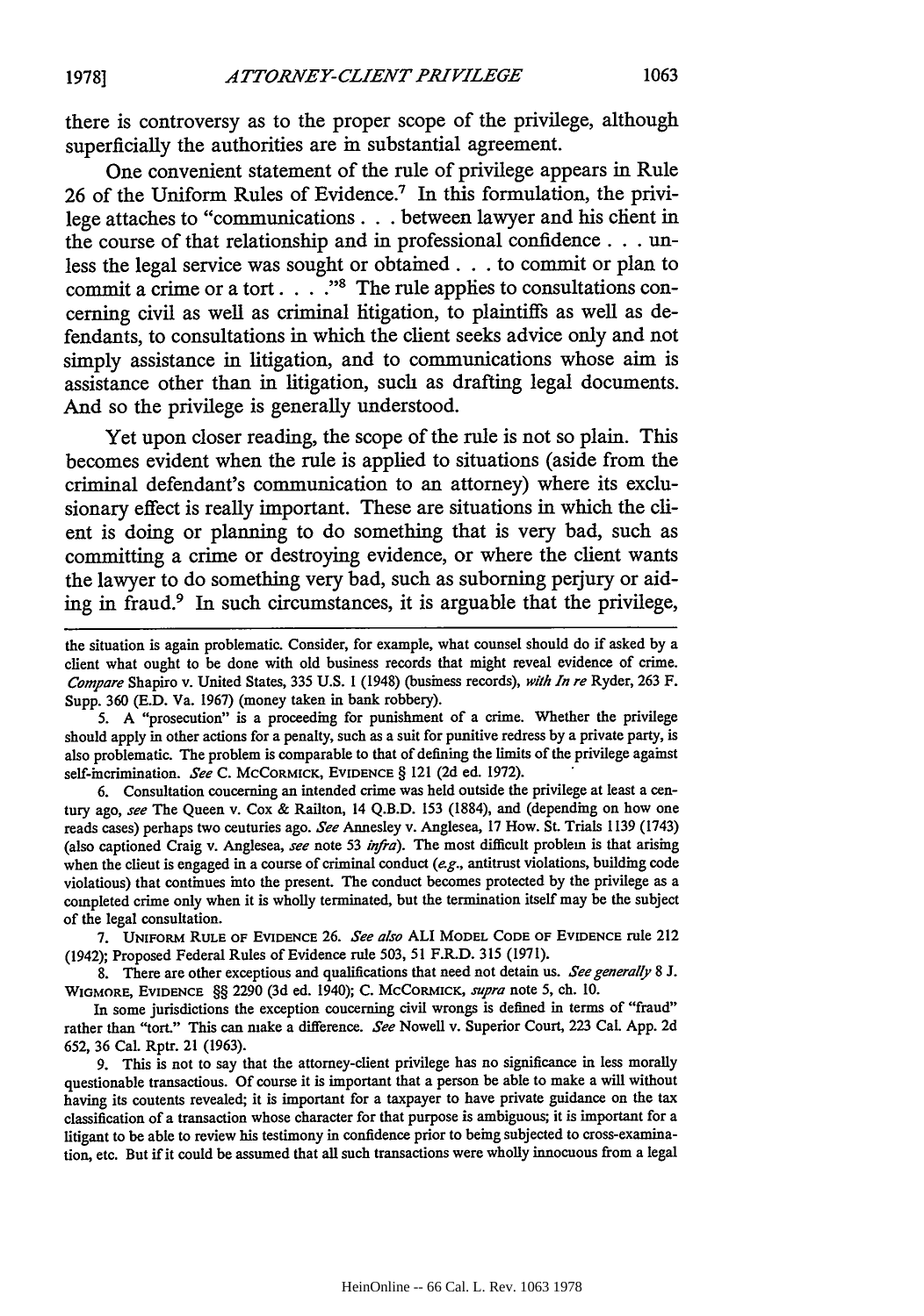there is controversy as to the proper scope of the privilege, although superficially the authorities are in substantial agreement.

One convenient statement of the rule of privilege appears in Rule 26 of the Uniform Rules of Evidence.[7] In this formulation, the privilege attaches to "communications . . . between lawyer and his client in the course of that relationship and in professional confidence . . . unless the legal service was sought or obtained . . . to commit or plan to commit a crime or a tort. . . ."[8] The rule applies to consultations concerning civil as well as criminal litigation, to plaintiffs as well as defendants, to consultations in which the client seeks advice only and not simply assistance in litigation, and to communications whose aim is assistance other than in litigation, such as drafting legal documents. And so the privilege is generally understood.

Yet upon closer reading, the scope of the rule is not so plain. This becomes evident when the rule is applied to situations (aside from the criminal defendant's communication to an attorney) where its exclusionary effect is really important. These are situations in which the client is doing or planning to do something that is very bad, such as committing a crime or destroying evidence, or where the client wants the lawyer to do something very bad, such as suborning perjury or aiding in fraud.[9] In such circumstances, it is arguable that the privilege,

---

the situation is again problematic. Consider, for example, what counsel should do if asked by a client what ought to be done with old business records that might reveal evidence of crime. *Compare* Shapiro v. United States, 335 U.S. 1 (1948) (business records), *with In re* Ryder, 263 F. Supp. 360 (E.D. Va. 1967) (money taken in bank robbery).

5. A "prosecution" is a proceeding for punishment of a crime. Whether the privilege should apply in other actions for a penalty, such as a suit for punitive redress by a private party, is also problematic. The problem is comparable to that of defining the limits of the privilege against self-incrimination. *See* C. MCCORMICK, EVIDENCE § 121 (2d ed. 1972).

6. Consultation concerning an intended crime was held outside the privilege at least a century ago, *see* The Queen v. Cox & Railton, 14 Q.B.D. 153 (1884), and (depending on how one reads cases) perhaps two centuries ago. *See* Annesley v. Anglesea, 17 How. St. Trials 1139 (1743) (also captioned Craig v. Anglesea, *see* note 53 *infra*). The most difficult problem is that arising when the client is engaged in a course of criminal conduct (*e.g.*, antitrust violations, building code violations) that continues into the present. The conduct becomes protected by the privilege as a completed crime only when it is wholly terminated, but the termination itself may be the subject of the legal consultation.

7. UNIFORM RULE OF EVIDENCE 26. *See also* ALI MODEL CODE OF EVIDENCE rule 212 (1942); Proposed Federal Rules of Evidence rule 503, 51 F.R.D. 315 (1971).

8. There are other exceptions and qualifications that need not detain us. *See generally* 8 J. WIGMORE, EVIDENCE §§ 2290 (3d ed. 1940); C. MCCORMICK, *supra* note 5, ch. 10.

In some jurisdictions the exception concerning civil wrongs is defined in terms of "fraud" rather than "tort." This can make a difference. *See* Nowell v. Superior Court, 223 Cal. App. 2d 652, 36 Cal. Rptr. 21 (1963).

9. This is not to say that the attorney-client privilege has no significance in less morally questionable transactions. Of course it is important that a person be able to make a will without having its contents revealed; it is important for a taxpayer to have private guidance on the tax classification of a transaction whose character for that purpose is ambiguous; it is important for a litigant to be able to review his testimony in confidence prior to being subjected to cross-examination, etc. But if it could be assumed that all such transactions were wholly innocuous from a legal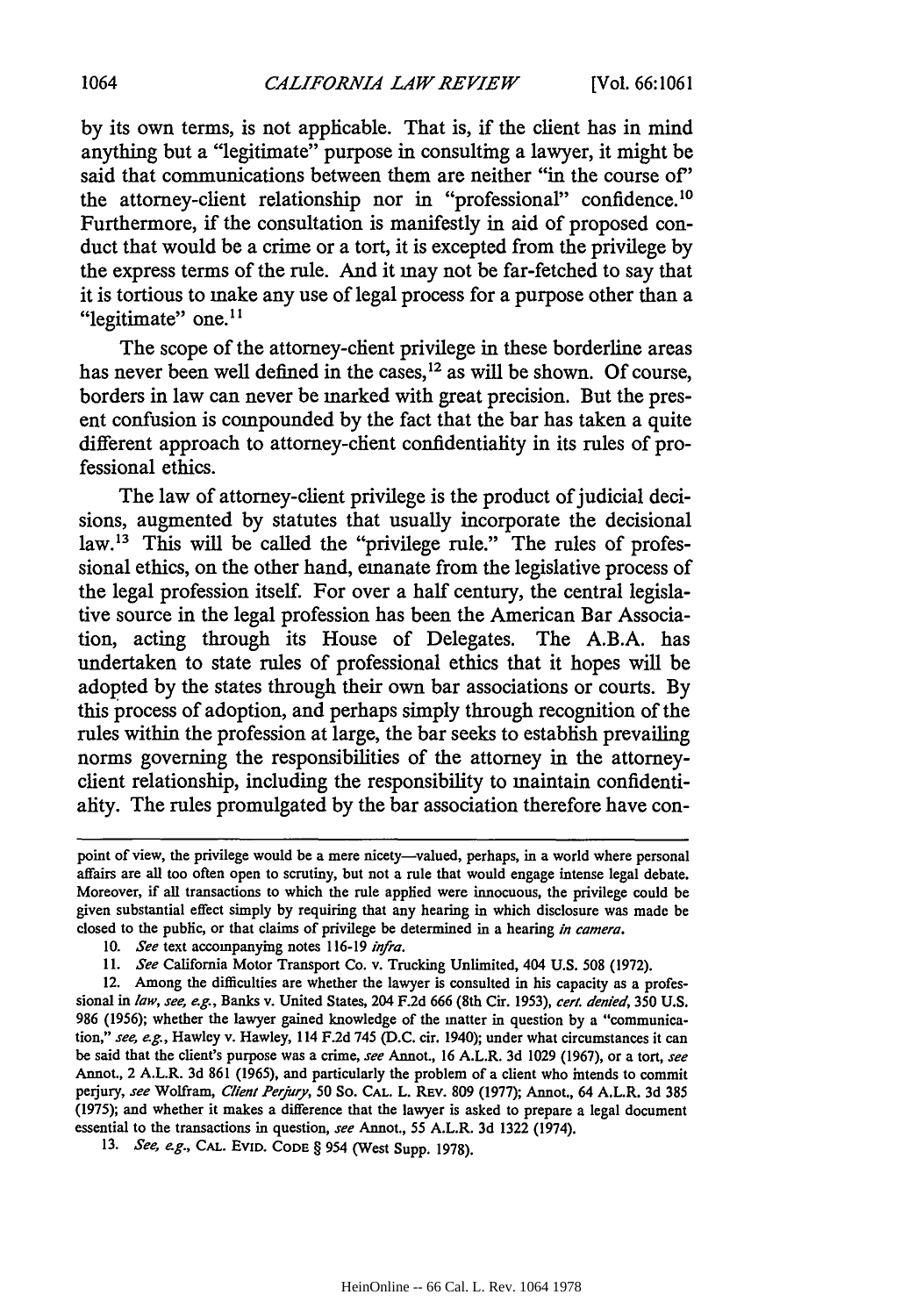by its own terms, is not applicable. That is, if the client has in mind anything but a "legitimate" purpose in consulting a lawyer, it might be said that communications between them are neither "in the course of" the attorney-client relationship nor in "professional" confidence.[10] Furthermore, if the consultation is manifestly in aid of proposed conduct that would be a crime or a tort, it is excepted from the privilege by the express terms of the rule. And it may not be far-fetched to say that it is tortious to make any use of legal process for a purpose other than a "legitimate" one.[11]

The scope of the attorney-client privilege in these borderline areas has never been well defined in the cases,[12] as will be shown. Of course, borders in law can never be marked with great precision. But the present confusion is compounded by the fact that the bar has taken a quite different approach to attorney-client confidentiality in its rules of professional ethics.

The law of attorney-client privilege is the product of judicial decisions, augmented by statutes that usually incorporate the decisional law.[13] This will be called the "privilege rule." The rules of professional ethics, on the other hand, emanate from the legislative process of the legal profession itself. For over a half century, the central legislative source in the legal profession has been the American Bar Association, acting through its House of Delegates. The A.B.A. has undertaken to state rules of professional ethics that it hopes will be adopted by the states through their own bar associations or courts. By this process of adoption, and perhaps simply through recognition of the rules within the profession at large, the bar seeks to establish prevailing norms governing the responsibilities of the attorney in the attorney-client relationship, including the responsibility to maintain confidentiality. The rules promulgated by the bar association therefore have con-

---

point of view, the privilege would be a mere nicety—valued, perhaps, in a world where personal affairs are all too often open to scrutiny, but not a rule that would engage intense legal debate. Moreover, if all transactions to which the rule applied were innocuous, the privilege could be given substantial effect simply by requiring that any hearing in which disclosure was made be closed to the public, or that claims of privilege be determined in a hearing *in camera*.

10. *See* text accompanying notes 116-19 *infra*.

11. *See* California Motor Transport Co. v. Trucking Unlimited, 404 U.S. 508 (1972).

12. Among the difficulties are whether the lawyer is consulted in his capacity as a professional in *law*, *see*, *e.g.*, Banks v. United States, 204 F.2d 666 (8th Cir. 1953), *cert. denied*, 350 U.S. 986 (1956); whether the lawyer gained knowledge of the matter in question by a "communication," *see*, *e.g.*, Hawley v. Hawley, 114 F.2d 745 (D.C. cir. 1940); under what circumstances it can be said that the client's purpose was a crime, *see* Annot., 16 A.L.R. 3d 1029 (1967), or a tort, *see* Annot., 2 A.L.R. 3d 861 (1965), and particularly the problem of a client who intends to commit perjury, *see* Wolfram, *Client Perjury*, 50 So. CAL. L. REV. 809 (1977); Annot., 64 A.L.R. 3d 385 (1975); and whether it makes a difference that the lawyer is asked to prepare a legal document essential to the transactions in question, *see* Annot., 55 A.L.R. 3d 1322 (1974).

13. *See*, *e.g.*, CAL. EVID. CODE § 954 (West Supp. 1978).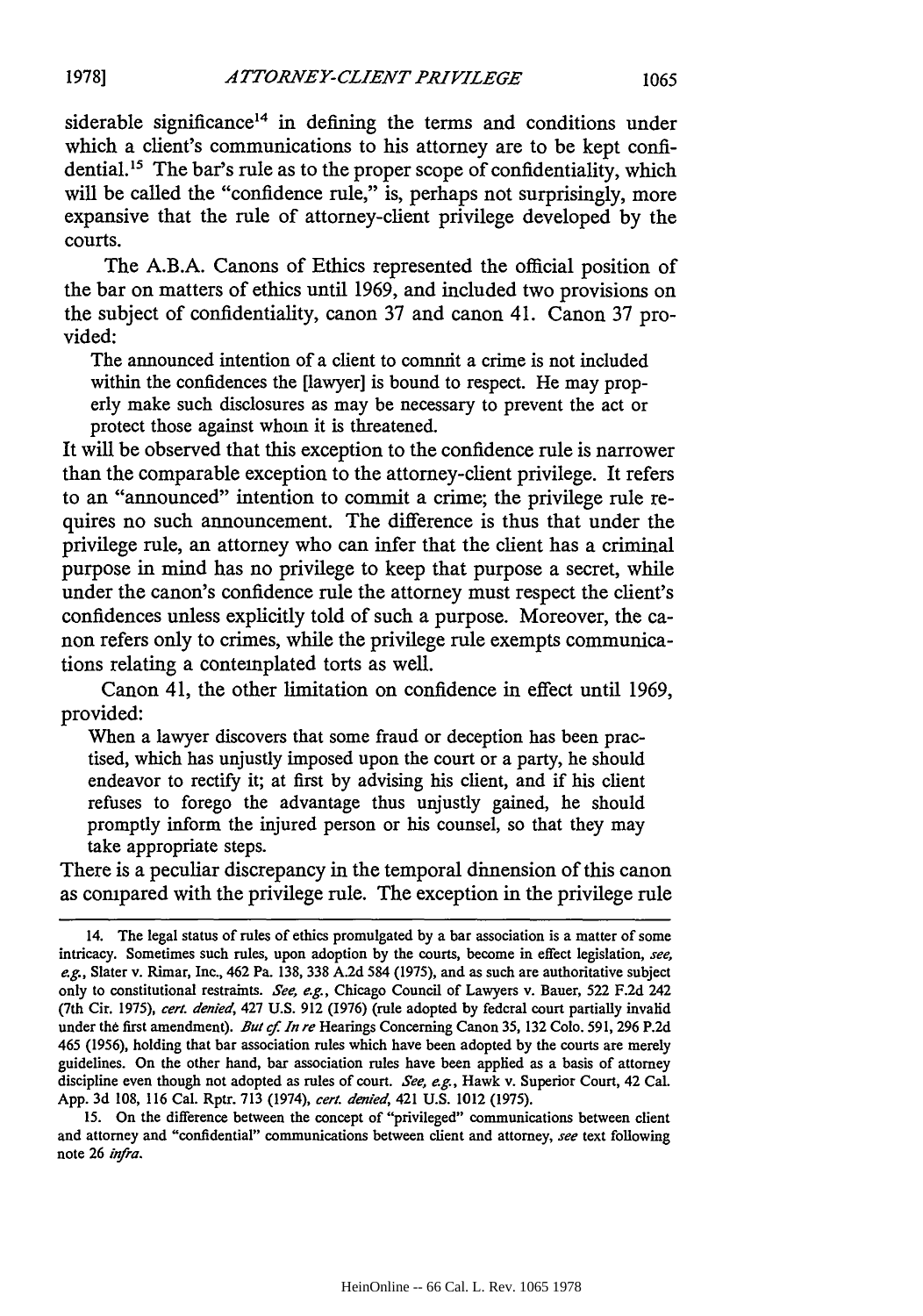siderable significance[14] in defining the terms and conditions under which a client's communications to his attorney are to be kept confidential.[15] The bar's rule as to the proper scope of confidentiality, which will be called the "confidence rule," is, perhaps not surprisingly, more expansive that the rule of attorney-client privilege developed by the courts.

The A.B.A. Canons of Ethics represented the official position of the bar on matters of ethics until 1969, and included two provisions on the subject of confidentiality, canon 37 and canon 41. Canon 37 provided:

> The announced intention of a client to commit a crime is not included within the confidences the [lawyer] is bound to respect. He may properly make such disclosures as may be necessary to prevent the act or protect those against whom it is threatened.

It will be observed that this exception to the confidence rule is narrower than the comparable exception to the attorney-client privilege. It refers to an "announced" intention to commit a crime; the privilege rule requires no such announcement. The difference is thus that under the privilege rule, an attorney who can infer that the client has a criminal purpose in mind has no privilege to keep that purpose a secret, while under the canon's confidence rule the attorney must respect the client's confidences unless explicitly told of such a purpose. Moreover, the canon refers only to crimes, while the privilege rule exempts communications relating a contemplated torts as well.

Canon 41, the other limitation on confidence in effect until 1969, provided:

> When a lawyer discovers that some fraud or deception has been practised, which has unjustly imposed upon the court or a party, he should endeavor to rectify it; at first by advising his client, and if his client refuses to forego the advantage thus unjustly gained, he should promptly inform the injured person or his counsel, so that they may take appropriate steps.

There is a peculiar discrepancy in the temporal dimension of this canon as compared with the privilege rule. The exception in the privilege rule

---

14. The legal status of rules of ethics promulgated by a bar association is a matter of some intricacy. Sometimes such rules, upon adoption by the courts, become in effect legislation, *see, e.g.*, Slater v. Rimar, Inc., 462 Pa. 138, 338 A.2d 584 (1975), and as such are authoritative subject only to constitutional restraints. *See, e.g.*, Chicago Council of Lawyers v. Bauer, 522 F.2d 242 (7th Cir. 1975), *cert. denied*, 427 U.S. 912 (1976) (rule adopted by federal court partially invalid under the first amendment). *But cf. In re* Hearings Concerning Canon 35, 132 Colo. 591, 296 P.2d 465 (1956), holding that bar association rules which have been adopted by the courts are merely guidelines. On the other hand, bar association rules have been applied as a basis of attorney discipline even though not adopted as rules of court. *See, e.g.*, Hawk v. Superior Court, 42 Cal. App. 3d 108, 116 Cal. Rptr. 713 (1974), *cert. denied*, 421 U.S. 1012 (1975).

15. On the difference between the concept of "privileged" communications between client and attorney and "confidential" communications between client and attorney, *see* text following note 26 *infra*.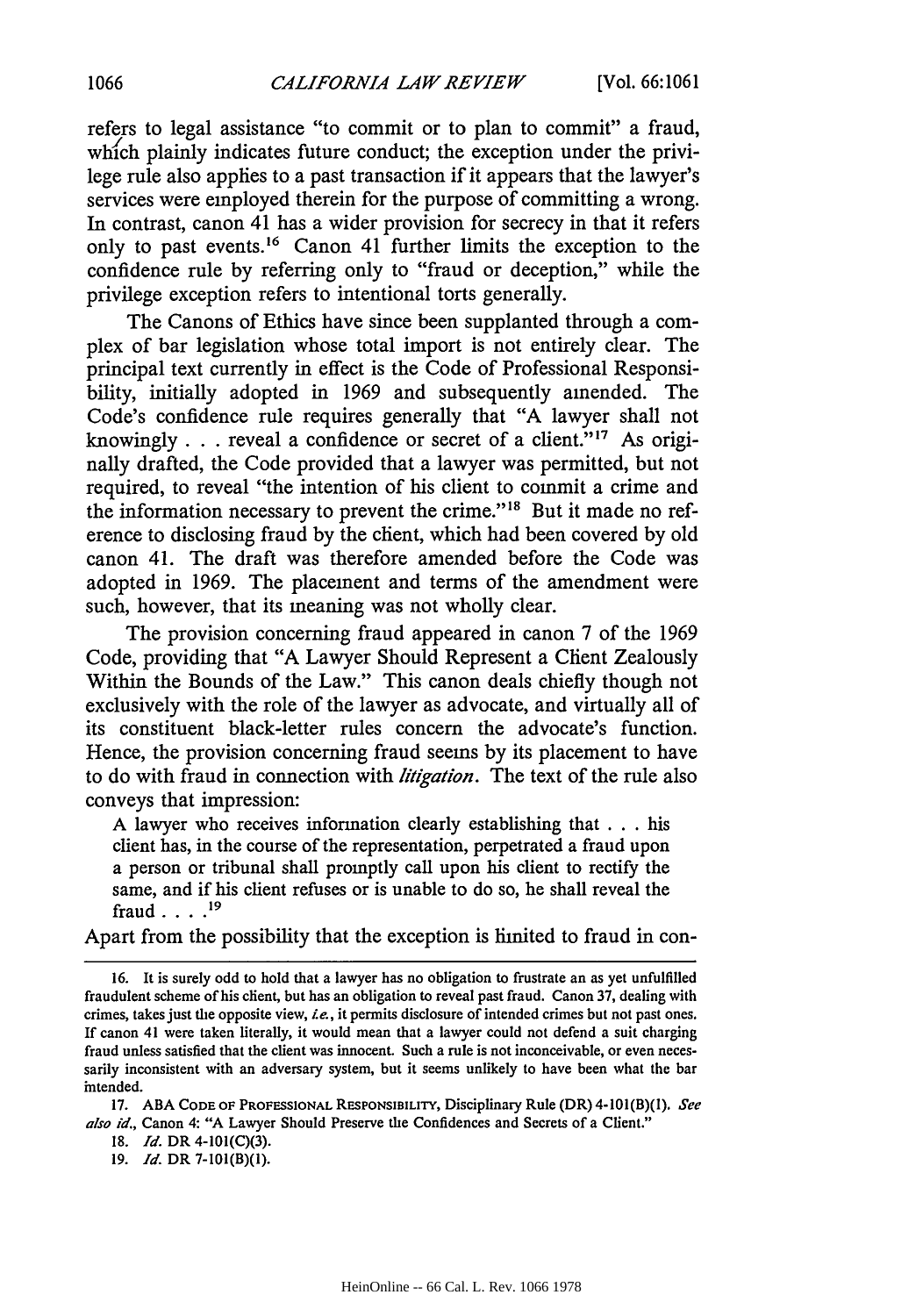refers to legal assistance "to commit or to plan to commit" a fraud, which plainly indicates future conduct; the exception under the privilege rule also applies to a past transaction if it appears that the lawyer's services were employed therein for the purpose of committing a wrong. In contrast, canon 41 has a wider provision for secrecy in that it refers only to past events.[16] Canon 41 further limits the exception to the confidence rule by referring only to "fraud or deception," while the privilege exception refers to intentional torts generally.

The Canons of Ethics have since been supplanted through a complex of bar legislation whose total import is not entirely clear. The principal text currently in effect is the Code of Professional Responsibility, initially adopted in 1969 and subsequently amended. The Code's confidence rule requires generally that "A lawyer shall not knowingly . . . reveal a confidence or secret of a client."[17] As originally drafted, the Code provided that a lawyer was permitted, but not required, to reveal "the intention of his client to commit a crime and the information necessary to prevent the crime."[18] But it made no reference to disclosing fraud by the client, which had been covered by old canon 41. The draft was therefore amended before the Code was adopted in 1969. The placement and terms of the amendment were such, however, that its meaning was not wholly clear.

The provision concerning fraud appeared in canon 7 of the 1969 Code, providing that "A Lawyer Should Represent a Client Zealously Within the Bounds of the Law." This canon deals chiefly though not exclusively with the role of the lawyer as advocate, and virtually all of its constituent black-letter rules concern the advocate's function. Hence, the provision concerning fraud seems by its placement to have to do with fraud in connection with *litigation*. The text of the rule also conveys that impression:

> A lawyer who receives information clearly establishing that . . . his client has, in the course of the representation, perpetrated a fraud upon a person or tribunal shall promptly call upon his client to rectify the same, and if his client refuses or is unable to do so, he shall reveal the fraud . . . .[19]

Apart from the possibility that the exception is limited to fraud in con-

---

16. It is surely odd to hold that a lawyer has no obligation to frustrate an as yet unfulfilled fraudulent scheme of his client, but has an obligation to reveal past fraud. Canon 37, dealing with crimes, takes just the opposite view, *i.e.*, it permits disclosure of intended crimes but not past ones. If canon 41 were taken literally, it would mean that a lawyer could not defend a suit charging fraud unless satisfied that the client was innocent. Such a rule is not inconceivable, or even necessarily inconsistent with an adversary system, but it seems unlikely to have been what the bar intended.

17. ABA CODE OF PROFESSIONAL RESPONSIBILITY, Disciplinary Rule (DR) 4-101(B)(1). *See also id.*, Canon 4: "A Lawyer Should Preserve the Confidences and Secrets of a Client."

18. *Id.* DR 4-101(C)(3).

19. *Id.* DR 7-101(B)(1).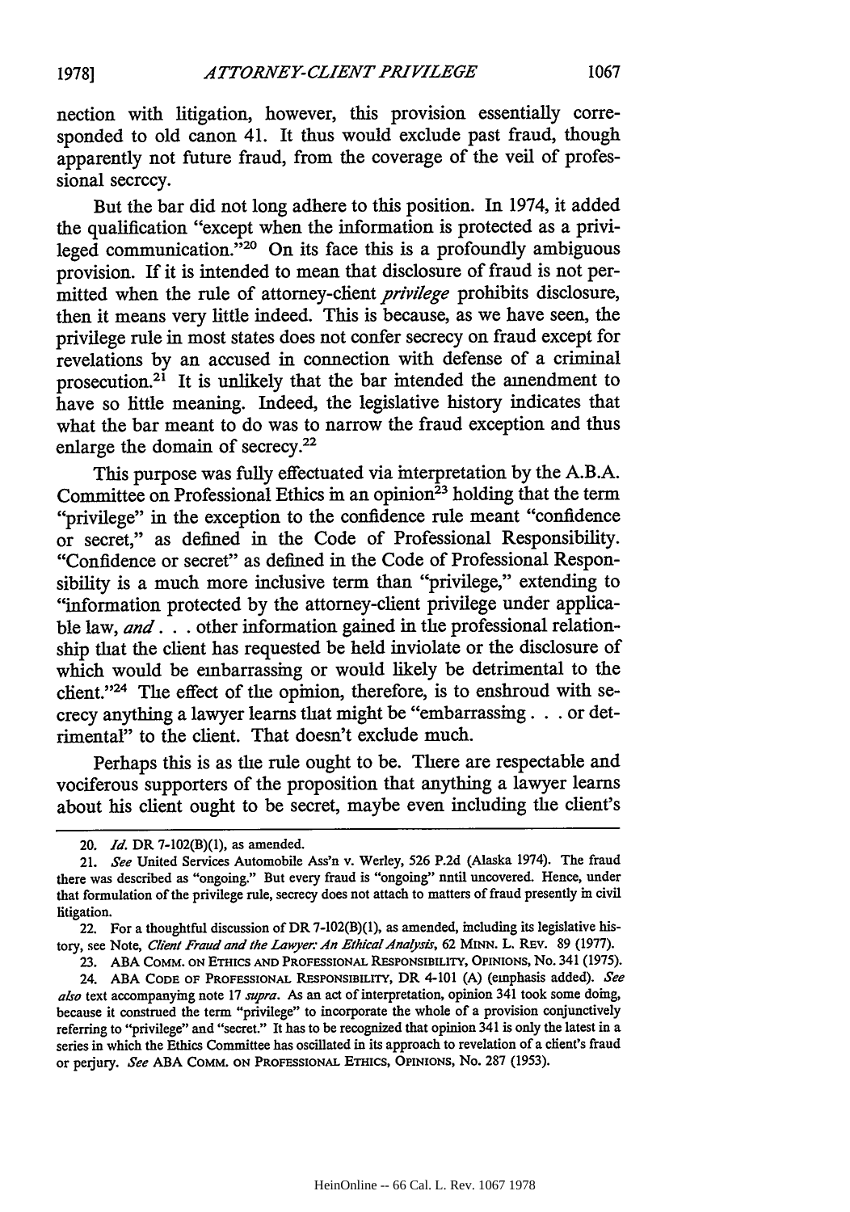nection with litigation, however, this provision essentially corresponded to old canon 41. It thus would exclude past fraud, though apparently not future fraud, from the coverage of the veil of professional secrccy.

But the bar did not long adhere to this position. In 1974, it added the qualification "except when the information is protected as a privileged communication."[20] On its face this is a profoundly ambiguous provision. If it is intended to mean that disclosure of fraud is not permitted when the rule of attorney-client *privilege* prohibits disclosure, then it means very little indeed. This is because, as we have seen, the privilege rule in most states does not confer secrecy on fraud except for revelations by an accused in connection with defense of a criminal prosecution.[21] It is unlikely that the bar intended the amendment to have so little meaning. Indeed, the legislative history indicates that what the bar meant to do was to narrow the fraud exception and thus enlarge the domain of secrecy.[22]

This purpose was fully effectuated via interpretation by the A.B.A. Committee on Professional Ethics in an opinion[23] holding that the term "privilege" in the exception to the confidence rule meant "confidence or secret," as defined in the Code of Professional Responsibility. "Confidence or secret" as defined in the Code of Professional Responsibility is a much more inclusive term than "privilege," extending to "information protected by the attorney-client privilege under applicable law, *and* . . . other information gained in the professional relationship that the client has requested be held inviolate or the disclosure of which would be embarrassing or would likely be detrimental to the client."[24] The effect of the opinion, therefore, is to enshroud with secrecy anything a lawyer learns that might be "embarrassing . . . or detrimental" to the client. That doesn't exclude much.

Perhaps this is as the rule ought to be. There are respectable and vociferous supporters of the proposition that anything a lawyer learns about his client ought to be secret, maybe even including the client's

---

20. *Id.* DR 7-102(B)(1), as amended.

21. *See* United Services Automobile Ass'n v. Werley, 526 P.2d (Alaska 1974). The fraud there was described as "ongoing." But every fraud is "ongoing" nntil uncovered. Hence, under that formulation of the privilege rule, secrecy does not attach to matters of fraud presently in civil litigation.

22. For a thoughtful discussion of DR 7-102(B)(1), as amended, including its legislative history, see Note, *Client Fraud and the Lawyer: An Ethical Analysis*, 62 MINN. L. REV. 89 (1977).

23. ABA COMM. ON ETHICS AND PROFESSIONAL RESPONSIBILITY, OPINIONS, No. 341 (1975).

24. ABA CODE OF PROFESSIONAL RESPONSIBILITY, DR 4-101 (A) (emphasis added). *See also* text accompanying note 17 *supra*. As an act of interpretation, opinion 341 took some doing, because it construed the term "privilege" to incorporate the whole of a provision conjunctively referring to "privilege" and "secret." It has to be recognized that opinion 341 is only the latest in a series in which the Ethics Committee has oscillated in its approach to revelation of a client's fraud or perjury. *See* ABA COMM. ON PROFESSIONAL ETHICS, OPINIONS, No. 287 (1953).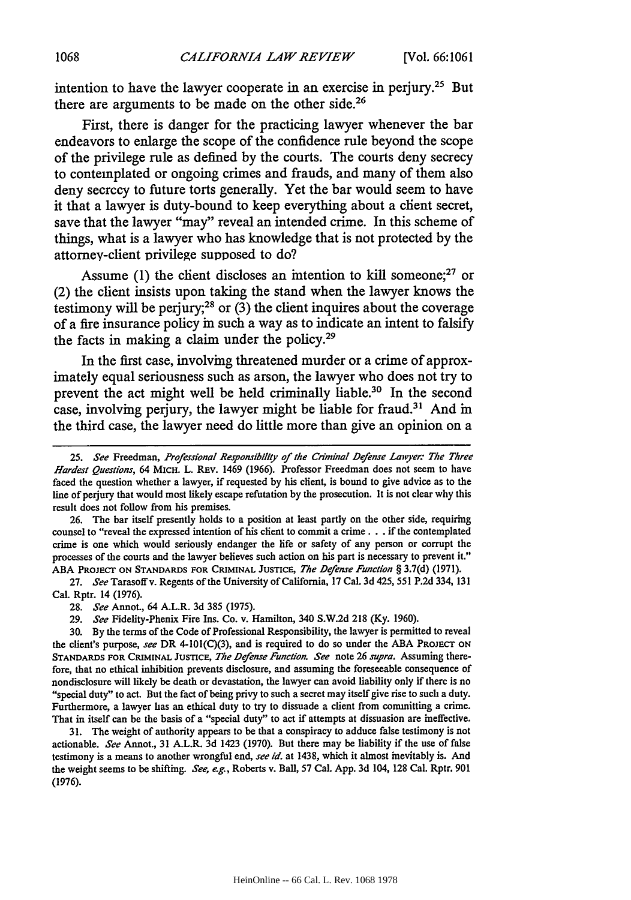intention to have the lawyer cooperate in an exercise in perjury.[25] But there are arguments to be made on the other side.[26]

First, there is danger for the practicing lawyer whenever the bar endeavors to enlarge the scope of the confidence rule beyond the scope of the privilege rule as defined by the courts. The courts deny secrecy to contemplated or ongoing crimes and frauds, and many of them also deny secrecy to future torts generally. Yet the bar would seem to have it that a lawyer is duty-bound to keep everything about a client secret, save that the lawyer "may" reveal an intended crime. In this scheme of things, what is a lawyer who has knowledge that is not protected by the attorney-client privilege supposed to do?

Assume (1) the client discloses an intention to kill someone;[27] or (2) the client insists upon taking the stand when the lawyer knows the testimony will be perjury;[28] or (3) the client inquires about the coverage of a fire insurance policy in such a way as to indicate an intent to falsify the facts in making a claim under the policy.[29]

In the first case, involving threatened murder or a crime of approximately equal seriousness such as arson, the lawyer who does not try to prevent the act might well be held criminally liable.[30] In the second case, involving perjury, the lawyer might be liable for fraud.[31] And in the third case, the lawyer need do little more than give an opinion on a

---

25. *See* Freedman, *Professional Responsibility of the Criminal Defense Lawyer: The Three Hardest Questions*, 64 MICH. L. REV. 1469 (1966). Professor Freedman does not seem to have faced the question whether a lawyer, if requested by his client, is bound to give advice as to the line of perjury that would most likely escape refutation by the prosecution. It is not clear why this result does not follow from his premises.

26. The bar itself presently holds to a position at least partly on the other side, requiring counsel to "reveal the expressed intention of his client to commit a crime . . . if the contemplated crime is one which would seriously endanger the life or safety of any person or corrupt the processes of the courts and the lawyer believes such action on his part is necessary to prevent it." ABA PROJECT ON STANDARDS FOR CRIMINAL JUSTICE, *The Defense Function* § 3.7(d) (1971).

27. *See* Tarasoff v. Regents of the University of California, 17 Cal. 3d 425, 551 P.2d 334, 131 Cal. Rptr. 14 (1976).

28. *See* Annot., 64 A.L.R. 3d 385 (1975).

29. *See* Fidelity-Phenix Fire Ins. Co. v. Hamilton, 340 S.W.2d 218 (Ky. 1960).

30. By the terms of the Code of Professional Responsibility, the lawyer is permitted to reveal the client's purpose, *see* DR 4-101(C)(3), and is required to do so under the ABA PROJECT ON STANDARDS FOR CRIMINAL JUSTICE, *The Defense Function. See* note 26 *supra*. Assuming therefore, that no ethical inhibition prevents disclosure, and assuming the foreseeable consequence of nondisclosure will likely be death or devastation, the lawyer can avoid liability only if there is no "special duty" to act. But the fact of being privy to such a secret may itself give rise to such a duty. Furthermore, a lawyer has an ethical duty to try to dissuade a client from committing a crime. That in itself can be the basis of a "special duty" to act if attempts at dissuasion are ineffective.

31. The weight of authority appears to be that a conspiracy to adduce false testimony is not actionable. *See* Annot., 31 A.L.R. 3d 1423 (1970). But there may be liability if the use of false testimony is a means to another wrongful end, *see id.* at 1438, which it almost inevitably is. And the weight seems to be shifting. *See, e.g.*, Roberts v. Ball, 57 Cal. App. 3d 104, 128 Cal. Rptr. 901 (1976).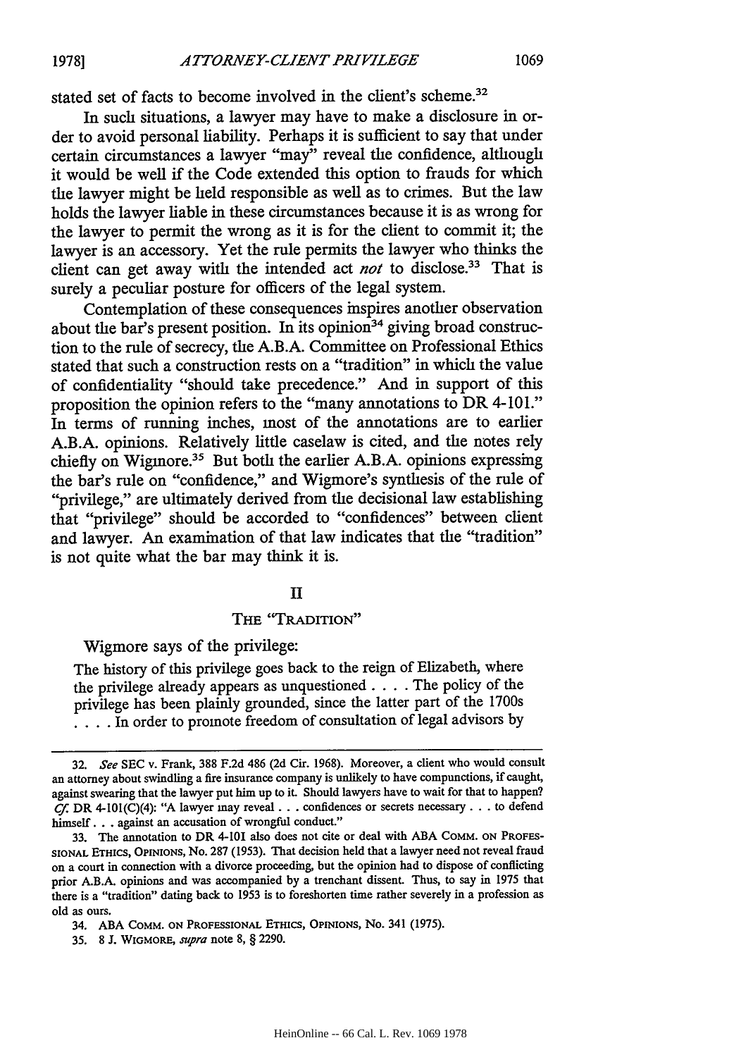stated set of facts to become involved in the client's scheme.[32]

In such situations, a lawyer may have to make a disclosure in order to avoid personal liability. Perhaps it is sufficient to say that under certain circumstances a lawyer "may" reveal the confidence, although it would be well if the Code extended this option to frauds for which the lawyer might be held responsible as well as to crimes. But the law holds the lawyer liable in these circumstances because it is as wrong for the lawyer to permit the wrong as it is for the client to commit it; the lawyer is an accessory. Yet the rule permits the lawyer who thinks the client can get away with the intended act *not* to disclose.[33] That is surely a peculiar posture for officers of the legal system.

Contemplation of these consequences inspires another observation about the bar's present position. In its opinion[34] giving broad construction to the rule of secrecy, the A.B.A. Committee on Professional Ethics stated that such a construction rests on a "tradition" in which the value of confidentiality "should take precedence." And in support of this proposition the opinion refers to the "many annotations to DR 4-101." In terms of running inches, most of the annotations are to earlier A.B.A. opinions. Relatively little caselaw is cited, and the notes rely chiefly on Wigmore.[35] But both the earlier A.B.A. opinions expressing the bar's rule on "confidence," and Wigmore's synthesis of the rule of "privilege," are ultimately derived from the decisional law establishing that "privilege" should be accorded to "confidences" between client and lawyer. An examination of that law indicates that the "tradition" is not quite what the bar may think it is.

## II

### THE "TRADITION"

Wigmore says of the privilege:

> The history of this privilege goes back to the reign of Elizabeth, where the privilege already appears as unquestioned . . . . The policy of the privilege has been plainly grounded, since the latter part of the 1700s . . . . In order to promote freedom of consultation of legal advisors by

---

32. *See* SEC v. Frank, 388 F.2d 486 (2d Cir. 1968). Moreover, a client who would consult an attorney about swindling a fire insurance company is unlikely to have compunctions, if caught, against swearing that the lawyer put him up to it. Should lawyers have to wait for that to happen? *Cf.* DR 4-101(C)(4): "A lawyer may reveal . . . confidences or secrets necessary . . . to defend himself . . . against an accusation of wrongful conduct."

33. The annotation to DR 4-101 also does not cite or deal with ABA COMM. ON PROFESSIONAL ETHICS, OPINIONS, No. 287 (1953). That decision held that a lawyer need not reveal fraud on a court in connection with a divorce proceeding, but the opinion had to dispose of conflicting prior A.B.A. opinions and was accompanied by a trenchant dissent. Thus, to say in 1975 that there is a "tradition" dating back to 1953 is to foreshorten time rather severely in a profession as old as ours.

34. ABA COMM. ON PROFESSIONAL ETHICS, OPINIONS, No. 341 (1975).

35. 8 J. WIGMORE, *supra* note 8, § 2290.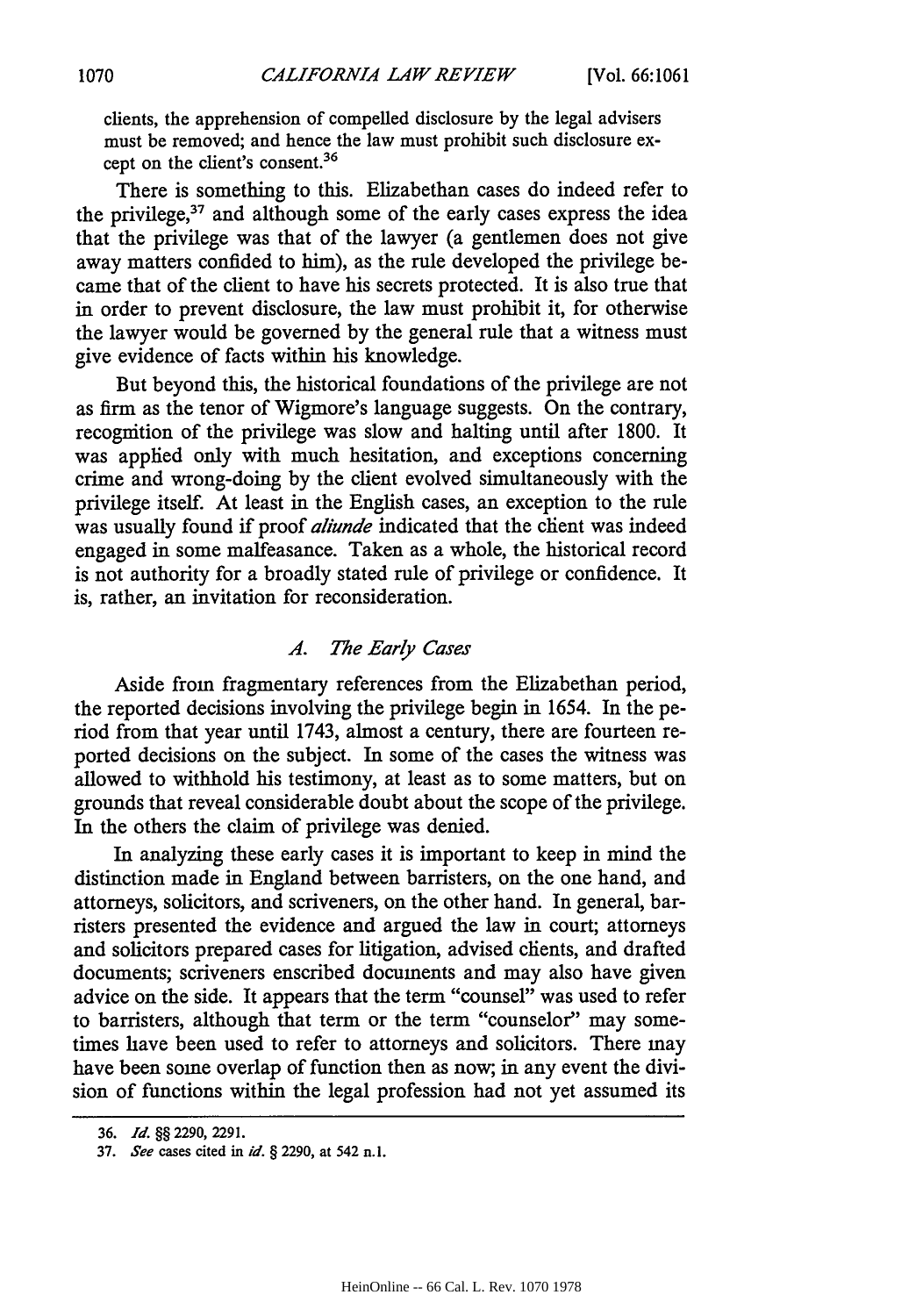clients, the apprehension of compelled disclosure by the legal advisers must be removed; and hence the law must prohibit such disclosure except on the client's consent.[36]

There is something to this. Elizabethan cases do indeed refer to the privilege,[37] and although some of the early cases express the idea that the privilege was that of the lawyer (a gentlemen does not give away matters confided to him), as the rule developed the privilege became that of the client to have his secrets protected. It is also true that in order to prevent disclosure, the law must prohibit it, for otherwise the lawyer would be governed by the general rule that a witness must give evidence of facts within his knowledge.

But beyond this, the historical foundations of the privilege are not as firm as the tenor of Wigmore's language suggests. On the contrary, recognition of the privilege was slow and halting until after 1800. It was applied only with much hesitation, and exceptions concerning crime and wrong-doing by the client evolved simultaneously with the privilege itself. At least in the English cases, an exception to the rule was usually found if proof *aliunde* indicated that the client was indeed engaged in some malfeasance. Taken as a whole, the historical record is not authority for a broadly stated rule of privilege or confidence. It is, rather, an invitation for reconsideration.

### *A. The Early Cases*

Aside from fragmentary references from the Elizabethan period, the reported decisions involving the privilege begin in 1654. In the period from that year until 1743, almost a century, there are fourteen reported decisions on the subject. In some of the cases the witness was allowed to withhold his testimony, at least as to some matters, but on grounds that reveal considerable doubt about the scope of the privilege. In the others the claim of privilege was denied.

In analyzing these early cases it is important to keep in mind the distinction made in England between barristers, on the one hand, and attorneys, solicitors, and scriveners, on the other hand. In general, barristers presented the evidence and argued the law in court; attorneys and solicitors prepared cases for litigation, advised clients, and drafted documents; scriveners enscribed documents and may also have given advice on the side. It appears that the term "counsel" was used to refer to barristers, although that term or the term "counselor" may sometimes have been used to refer to attorneys and solicitors. There may have been some overlap of function then as now; in any event the division of functions within the legal profession had not yet assumed its

---

36. *Id.* §§ 2290, 2291.

37. *See* cases cited in *id.* § 2290, at 542 n.1.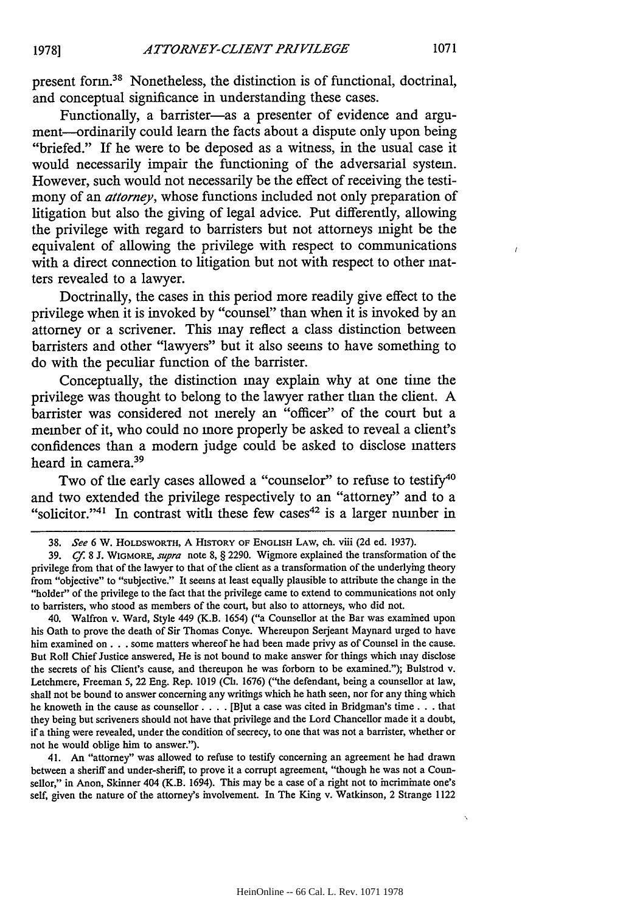present form.[38] Nonetheless, the distinction is of functional, doctrinal, and conceptual significance in understanding these cases.

Functionally, a barrister—as a presenter of evidence and argument—ordinarily could learn the facts about a dispute only upon being "briefed." If he were to be deposed as a witness, in the usual case it would necessarily impair the functioning of the adversarial system. However, such would not necessarily be the effect of receiving the testimony of an *attorney*, whose functions included not only preparation of litigation but also the giving of legal advice. Put differently, allowing the privilege with regard to barristers but not attorneys might be the equivalent of allowing the privilege with respect to communications with a direct connection to litigation but not with respect to other matters revealed to a lawyer.

Doctrinally, the cases in this period more readily give effect to the privilege when it is invoked by "counsel" than when it is invoked by an attorney or a scrivener. This may reflect a class distinction between barristers and other "lawyers" but it also seems to have something to do with the peculiar function of the barrister.

Conceptually, the distinction may explain why at one time the privilege was thought to belong to the lawyer rather than the client. A barrister was considered not merely an "officer" of the court but a member of it, who could no more properly be asked to reveal a client's confidences than a modern judge could be asked to disclose matters heard in camera.[39]

Two of the early cases allowed a "counselor" to refuse to testify[40] and two extended the privilege respectively to an "attorney" and to a "solicitor."[41] In contrast with these few cases[42] is a larger number in

---

38. *See* 6 W. HOLDSWORTH, A HISTORY OF ENGLISH LAW, ch. viii (2d ed. 1937).

39. *Cf.* 8 J. WIGMORE, *supra* note 8, § 2290. Wigmore explained the transformation of the privilege from that of the lawyer to that of the client as a transformation of the underlying theory from "objective" to "subjective." It seems at least equally plausible to attribute the change in the "holder" of the privilege to the fact that the privilege came to extend to communications not only to barristers, who stood as members of the court, but also to attorneys, who did not.

40. Walfron v. Ward, Style 449 (K.B. 1654) ("a Counsellor at the Bar was examined upon his Oath to prove the death of Sir Thomas Conye. Whereupon Serjeant Maynard urged to have him examined on . . . some matters whereof he had been made privy as of Counsel in the cause. But Roll Chief Justice answered, He is not bound to make answer for things which may disclose the secrets of his Client's cause, and thereupon he was forborn to be examined."); Bulstrod v. Letchmere, Freeman 5, 22 Eng. Rep. 1019 (Ch. 1676) ("the defendant, being a counsellor at law, shall not be bound to answer concerning any writings which he hath seen, nor for any thing which he knoweth in the cause as counsellor . . . . [B]ut a case was cited in Bridgman's time . . . that they being but scriveners should not have that privilege and the Lord Chancellor made it a doubt, if a thing were revealed, under the condition of secrecy, to one that was not a barrister, whether or not he would oblige him to answer.").

41. An "attorney" was allowed to refuse to testify concerning an agreement he had drawn between a sheriff and under-sheriff, to prove it a corrupt agreement, "though he was not a Counsellor," in Anon, Skinner 404 (K.B. 1694). This may be a case of a right not to incriminate one's self, given the nature of the attorney's involvement. In The King v. Watkinson, 2 Strange 1122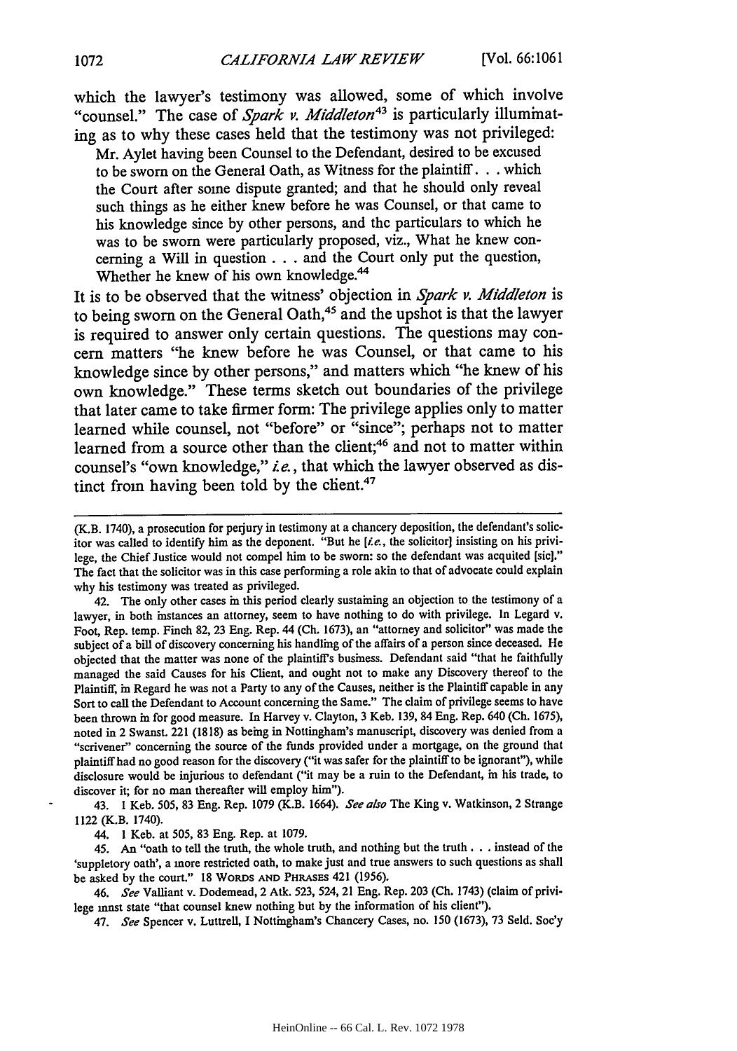which the lawyer's testimony was allowed, some of which involve "counsel." The case of *Spark v. Middleton*[43] is particularly illuminating as to why these cases held that the testimony was not privileged:

> Mr. Aylet having been Counsel to the Defendant, desired to be excused to be sworn on the General Oath, as Witness for the plaintiff. . . which the Court after some dispute granted; and that he should only reveal such things as he either knew before he was Counsel, or that came to his knowledge since by other persons, and the particulars to which he was to be sworn were particularly proposed, viz., What he knew concerning a Will in question . . . and the Court only put the question, Whether he knew of his own knowledge.[44]

It is to be observed that the witness' objection in *Spark v. Middleton* is to being sworn on the General Oath,[45] and the upshot is that the lawyer is required to answer only certain questions. The questions may concern matters "he knew before he was Counsel, or that came to his knowledge since by other persons," and matters which "he knew of his own knowledge." These terms sketch out boundaries of the privilege that later came to take firmer form: The privilege applies only to matter learned while counsel, not "before" or "since"; perhaps not to matter learned from a source other than the client;[46] and not to matter within counsel's "own knowledge," *i.e.*, that which the lawyer observed as distinct from having been told by the client.[47]

---

(K.B. 1740), a prosecution for perjury in testimony at a chancery deposition, the defendant's solicitor was called to identify him as the deponent. "But he [*i.e.*, the solicitor] insisting on his privilege, the Chief Justice would not compel him to be sworn: so the defendant was acquited [sic]." The fact that the solicitor was in this case performing a role akin to that of advocate could explain why his testimony was treated as privileged.

42. The only other cases in this period clearly sustaining an objection to the testimony of a lawyer, in both instances an attorney, seem to have nothing to do with privilege. In Legard v. Foot, Rep. temp. Finch 82, 23 Eng. Rep. 44 (Ch. 1673), an "attorney and solicitor" was made the subject of a bill of discovery concerning his handling of the affairs of a person since deceased. He objected that the matter was none of the plaintiff's business. Defendant said "that he faithfully managed the said Causes for his Client, and ought not to make any Discovery thereof to the Plaintiff, in Regard he was not a Party to any of the Causes, neither is the Plaintiff capable in any Sort to call the Defendant to Account concerning the Same." The claim of privilege seems to have been thrown in for good measure. In Harvey v. Clayton, 3 Keb. 139, 84 Eng. Rep. 640 (Ch. 1675), noted in 2 Swanst. 221 (1818) as being in Nottingham's manuscript, discovery was denied from a "scrivener" concerning the source of the funds provided under a mortgage, on the ground that plaintiff had no good reason for the discovery ("it was safer for the plaintiff to be ignorant"), while disclosure would be injurious to defendant ("it may be a ruin to the Defendant, in his trade, to discover it; for no man thereafter will employ him").

43. 1 Keb. 505, 83 Eng. Rep. 1079 (K.B. 1664). *See also* The King v. Watkinson, 2 Strange 1122 (K.B. 1740).

44. 1 Keb. at 505, 83 Eng. Rep. at 1079.

45. An "oath to tell the truth, the whole truth, and nothing but the truth . . . instead of the 'suppletory oath', a more restricted oath, to make just and true answers to such questions as shall be asked by the court." 18 WORDS AND PHRASES 421 (1956).

46. *See* Valliant v. Dodemead, 2 Atk. 523, 524, 21 Eng. Rep. 203 (Ch. 1743) (claim of privilege must state "that counsel knew nothing but by the information of his client").

47. *See* Spencer v. Luttrell, I Nottingham's Chancery Cases, no. 150 (1673), 73 Seld. Soc'y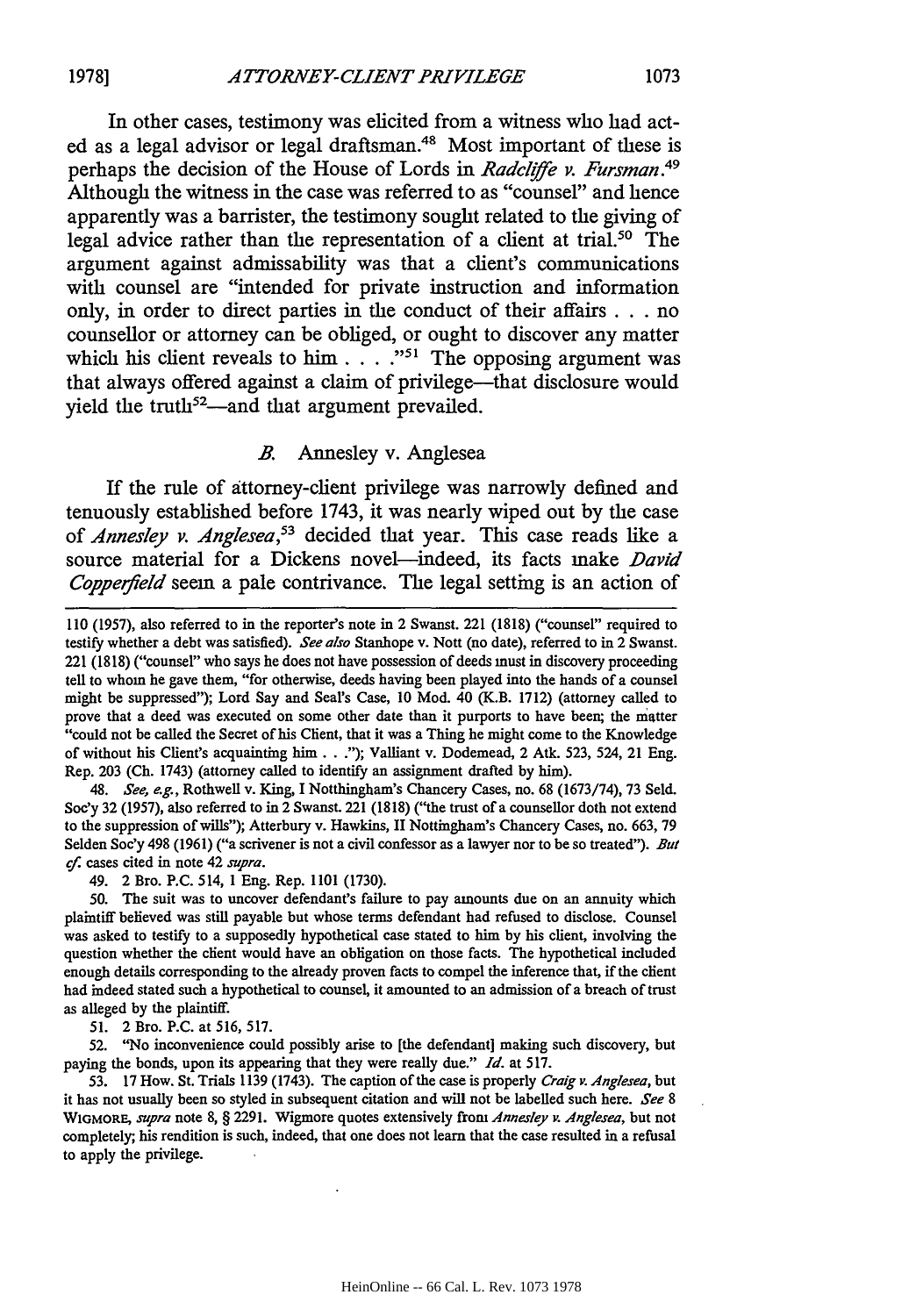In other cases, testimony was elicited from a witness who had acted as a legal advisor or legal draftsman.[48] Most important of these is perhaps the decision of the House of Lords in *Radcliffe v. Fursman*.[49] Although the witness in the case was referred to as "counsel" and hence apparently was a barrister, the testimony sought related to the giving of legal advice rather than the representation of a client at trial.[50] The argument against admissability was that a client's communications with counsel are "intended for private instruction and information only, in order to direct parties in the conduct of their affairs . . . no counsellor or attorney can be obliged, or ought to discover any matter which his client reveals to him . . . ."[51] The opposing argument was that always offered against a claim of privilege—that disclosure would yield the truth[52]—and that argument prevailed.

### *B.* Annesley v. Anglesea

If the rule of attorney-client privilege was narrowly defined and tenuously established before 1743, it was nearly wiped out by the case of *Annesley v. Anglesea*,[53] decided that year. This case reads like a source material for a Dickens novel—indeed, its facts make *David Copperfield* seem a pale contrivance. The legal setting is an action of

---

110 (1957), also referred to in the reporter's note in 2 Swanst. 221 (1818) ("counsel" required to testify whether a debt was satisfied). *See also* Stanhope v. Nott (no date), referred to in 2 Swanst. 221 (1818) ("counsel" who says he does not have possession of deeds must in discovery proceeding tell to whom he gave them, "for otherwise, deeds having been played into the hands of a counsel might be suppressed"); Lord Say and Seal's Case, 10 Mod. 40 (K.B. 1712) (attorney called to prove that a deed was executed on some other date than it purports to have been; the matter "could not be called the Secret of his Client, that it was a Thing he might come to the Knowledge of without his Client's acquainting him . . ."); Valliant v. Dodemead, 2 Atk. 523, 524, 21 Eng. Rep. 203 (Ch. 1743) (attorney called to identify an assignment drafted by him).

48. *See, e.g.*, Rothwell v. King, I Notthingham's Chancery Cases, no. 68 (1673/74), 73 Seld. Soc'y 32 (1957), also referred to in 2 Swanst. 221 (1818) ("the trust of a counsellor doth not extend to the suppression of wills"); Atterbury v. Hawkins, II Nottingham's Chancery Cases, no. 663, 79 Selden Soc'y 498 (1961) ("a scrivener is not a civil confessor as a lawyer nor to be so treated"). *But cf.* cases cited in note 42 *supra*.

49. 2 Bro. P.C. 514, 1 Eng. Rep. 1101 (1730).

50. The suit was to uncover defendant's failure to pay amounts due on an annuity which plaintiff believed was still payable but whose terms defendant had refused to disclose. Counsel was asked to testify to a supposedly hypothetical case stated to him by his client, involving the question whether the client would have an obligation on those facts. The hypothetical included enough details corresponding to the already proven facts to compel the inference that, if the client had indeed stated such a hypothetical to counsel, it amounted to an admission of a breach of trust as alleged by the plaintiff.

51. 2 Bro. P.C. at 516, 517.

52. "No inconvenience could possibly arise to [the defendant] making such discovery, but paying the bonds, upon its appearing that they were really due." *Id.* at 517.

53. 17 How. St. Trials 1139 (1743). The caption of the case is properly *Craig v. Anglesea*, but it has not usually been so styled in subsequent citation and will not be labelled such here. *See* 8 WIGMORE, *supra* note 8, § 2291. Wigmore quotes extensively from *Annesley v. Anglesea*, but not completely; his rendition is such, indeed, that one does not learn that the case resulted in a refusal to apply the privilege.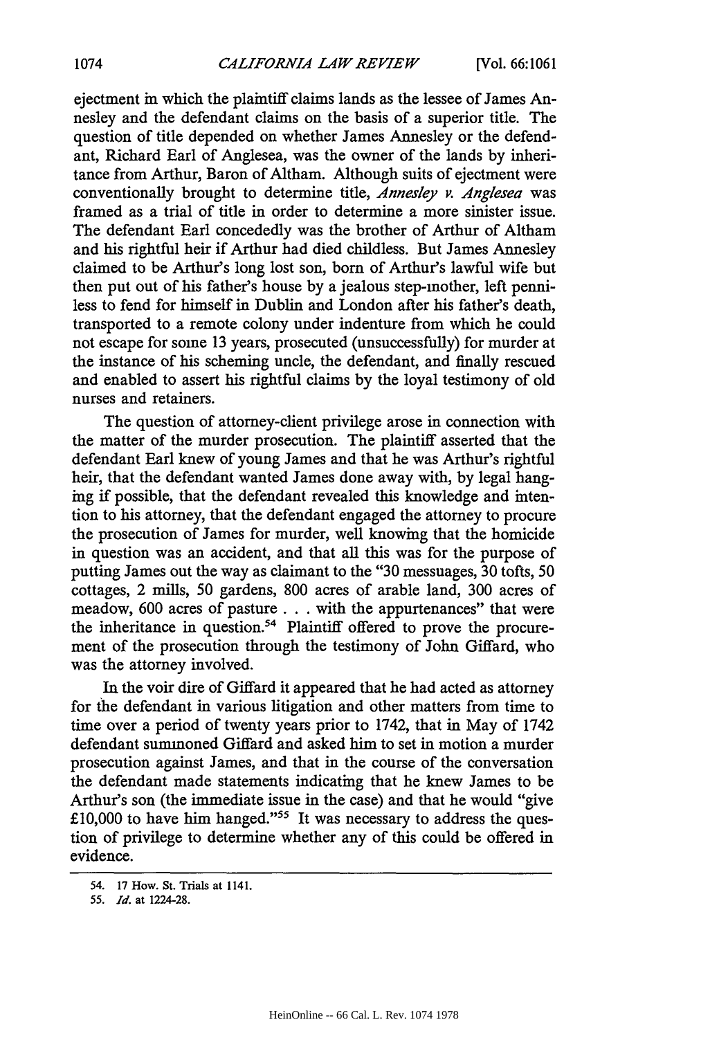ejectment in which the plaintiff claims lands as the lessee of James Annesley and the defendant claims on the basis of a superior title. The question of title depended on whether James Annesley or the defendant, Richard Earl of Anglesea, was the owner of the lands by inheritance from Arthur, Baron of Altham. Although suits of ejectment were conventionally brought to determine title, *Annesley v. Anglesea* was framed as a trial of title in order to determine a more sinister issue. The defendant Earl concededly was the brother of Arthur of Altham and his rightful heir if Arthur had died childless. But James Annesley claimed to be Arthur's long lost son, born of Arthur's lawful wife but then put out of his father's house by a jealous step-mother, left penniless to fend for himself in Dublin and London after his father's death, transported to a remote colony under indenture from which he could not escape for some 13 years, prosecuted (unsuccessfully) for murder at the instance of his scheming uncle, the defendant, and finally rescued and enabled to assert his rightful claims by the loyal testimony of old nurses and retainers.

The question of attorney-client privilege arose in connection with the matter of the murder prosecution. The plaintiff asserted that the defendant Earl knew of young James and that he was Arthur's rightful heir, that the defendant wanted James done away with, by legal hanging if possible, that the defendant revealed this knowledge and intention to his attorney, that the defendant engaged the attorney to procure the prosecution of James for murder, well knowing that the homicide in question was an accident, and that all this was for the purpose of putting James out the way as claimant to the "30 messuages, 30 tofts, 50 cottages, 2 mills, 50 gardens, 800 acres of arable land, 300 acres of meadow, 600 acres of pasture . . . with the appurtenances" that were the inheritance in question.[54] Plaintiff offered to prove the procurement of the prosecution through the testimony of John Giffard, who was the attorney involved.

In the voir dire of Giffard it appeared that he had acted as attorney for the defendant in various litigation and other matters from time to time over a period of twenty years prior to 1742, that in May of 1742 defendant summoned Giffard and asked him to set in motion a murder prosecution against James, and that in the course of the conversation the defendant made statements indicating that he knew James to be Arthur's son (the immediate issue in the case) and that he would "give £10,000 to have him hanged."[55] It was necessary to address the question of privilege to determine whether any of this could be offered in evidence.

---

54. 17 How. St. Trials at 1141.

55. *Id.* at 1224-28.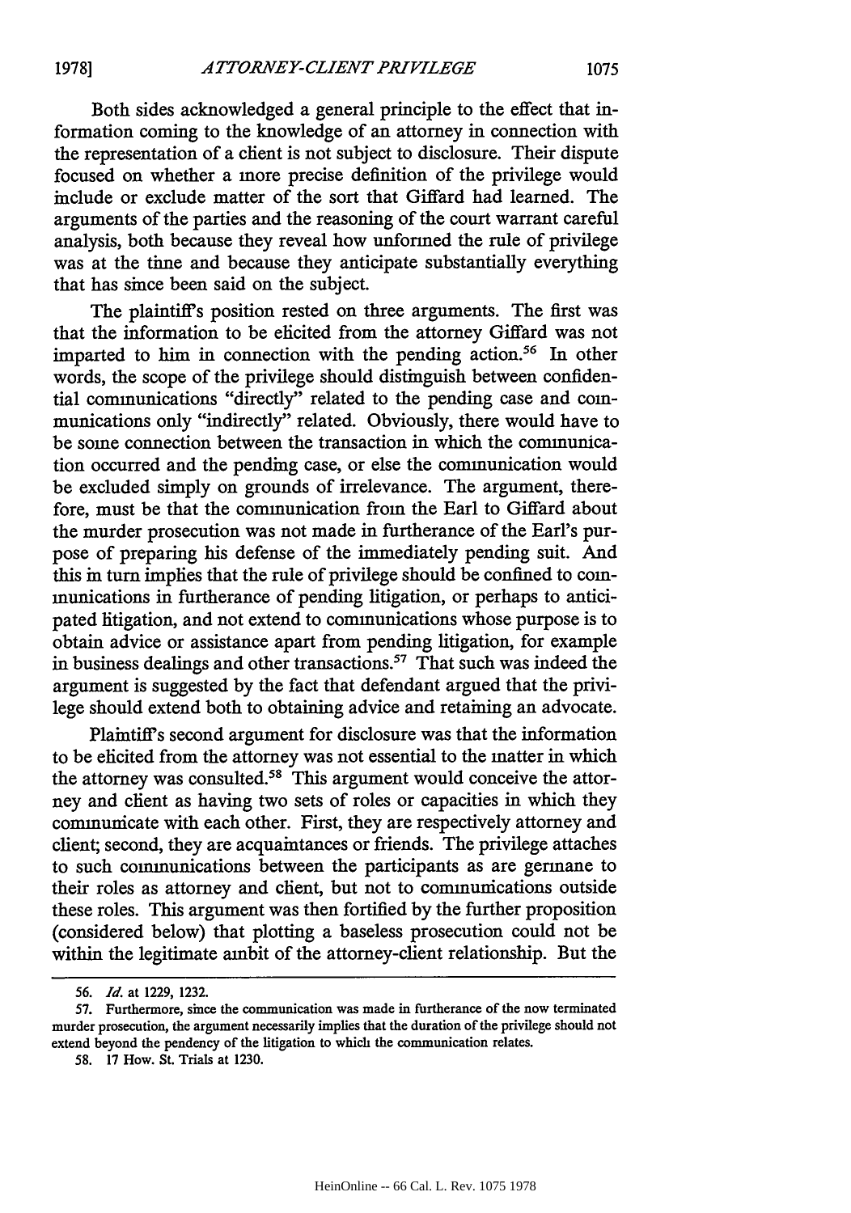Both sides acknowledged a general principle to the effect that information coming to the knowledge of an attorney in connection with the representation of a client is not subject to disclosure. Their dispute focused on whether a more precise definition of the privilege would include or exclude matter of the sort that Giffard had learned. The arguments of the parties and the reasoning of the court warrant careful analysis, both because they reveal how unformed the rule of privilege was at the time and because they anticipate substantially everything that has since been said on the subject.

The plaintiff's position rested on three arguments. The first was that the information to be elicited from the attorney Giffard was not imparted to him in connection with the pending action.[56] In other words, the scope of the privilege should distinguish between confidential communications "directly" related to the pending case and communications only "indirectly" related. Obviously, there would have to be some connection between the transaction in which the communication occurred and the pending case, or else the communication would be excluded simply on grounds of irrelevance. The argument, therefore, must be that the communication from the Earl to Giffard about the murder prosecution was not made in furtherance of the Earl's purpose of preparing his defense of the immediately pending suit. And this in turn implies that the rule of privilege should be confined to communications in furtherance of pending litigation, or perhaps to anticipated litigation, and not extend to communications whose purpose is to obtain advice or assistance apart from pending litigation, for example in business dealings and other transactions.[57] That such was indeed the argument is suggested by the fact that defendant argued that the privilege should extend both to obtaining advice and retaining an advocate.

Plaintiff's second argument for disclosure was that the information to be elicited from the attorney was not essential to the matter in which the attorney was consulted.[58] This argument would conceive the attorney and client as having two sets of roles or capacities in which they communicate with each other. First, they are respectively attorney and client; second, they are acquaintances or friends. The privilege attaches to such communications between the participants as are germane to their roles as attorney and client, but not to communications outside these roles. This argument was then fortified by the further proposition (considered below) that plotting a baseless prosecution could not be within the legitimate ambit of the attorney-client relationship. But the

56. *Id.* at 1229, 1232.

57. Furthermore, since the communication was made in furtherance of the now terminated murder prosecution, the argument necessarily implies that the duration of the privilege should not extend beyond the pendency of the litigation to which the communication relates.

58. 17 How. St. Trials at 1230.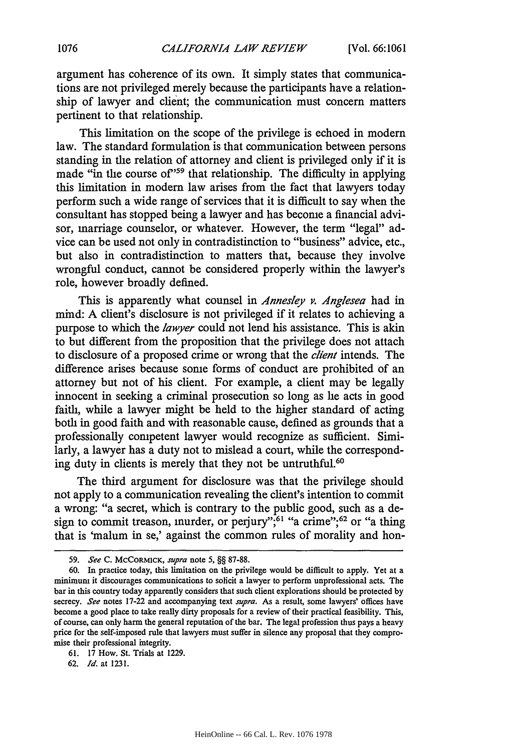argument has coherence of its own. It simply states that communications are not privileged merely because the participants have a relationship of lawyer and client; the communication must concern matters pertinent to that relationship.

This limitation on the scope of the privilege is echoed in modern law. The standard formulation is that communication between persons standing in the relation of attorney and client is privileged only if it is made "in the course of"[59] that relationship. The difficulty in applying this limitation in modern law arises from the fact that lawyers today perform such a wide range of services that it is difficult to say when the consultant has stopped being a lawyer and has become a financial advisor, marriage counselor, or whatever. However, the term "legal" advice can be used not only in contradistinction to "business" advice, etc., but also in contradistinction to matters that, because they involve wrongful conduct, cannot be considered properly within the lawyer's role, however broadly defined.

This is apparently what counsel in *Annesley v. Anglesea* had in mind: A client's disclosure is not privileged if it relates to achieving a purpose to which the *lawyer* could not lend his assistance. This is akin to but different from the proposition that the privilege does not attach to disclosure of a proposed crime or wrong that the *client* intends. The difference arises because some forms of conduct are prohibited of an attorney but not of his client. For example, a client may be legally innocent in seeking a criminal prosecution so long as he acts in good faith, while a lawyer might be held to the higher standard of acting both in good faith and with reasonable cause, defined as grounds that a professionally competent lawyer would recognize as sufficient. Similarly, a lawyer has a duty not to mislead a court, while the corresponding duty in clients is merely that they not be untruthful.[60]

The third argument for disclosure was that the privilege should not apply to a communication revealing the client's intention to commit a wrong: "a secret, which is contrary to the public good, such as a design to commit treason, murder, or perjury";[61] "a crime";[62] or "a thing that is 'malum in se,' against the common rules of morality and hon-

---

59. *See* C. McCormick, *supra* note 5, §§ 87-88.

60. In practice today, this limitation on the privilege would be difficult to apply. Yet at a minimum it discourages communications to solicit a lawyer to perform unprofessional acts. The bar in this country today apparently considers that such client explorations should be protected by secrecy. *See* notes 17-22 and accompanying text *supra*. As a result, some lawyers' offices have become a good place to take really dirty proposals for a review of their practical feasibility. This, of course, can only harm the general reputation of the bar. The legal profession thus pays a heavy price for the self-imposed rule that lawyers must suffer in silence any proposal that they compromise their professional integrity.

61. 17 How. St. Trials at 1229.

62. *Id.* at 1231.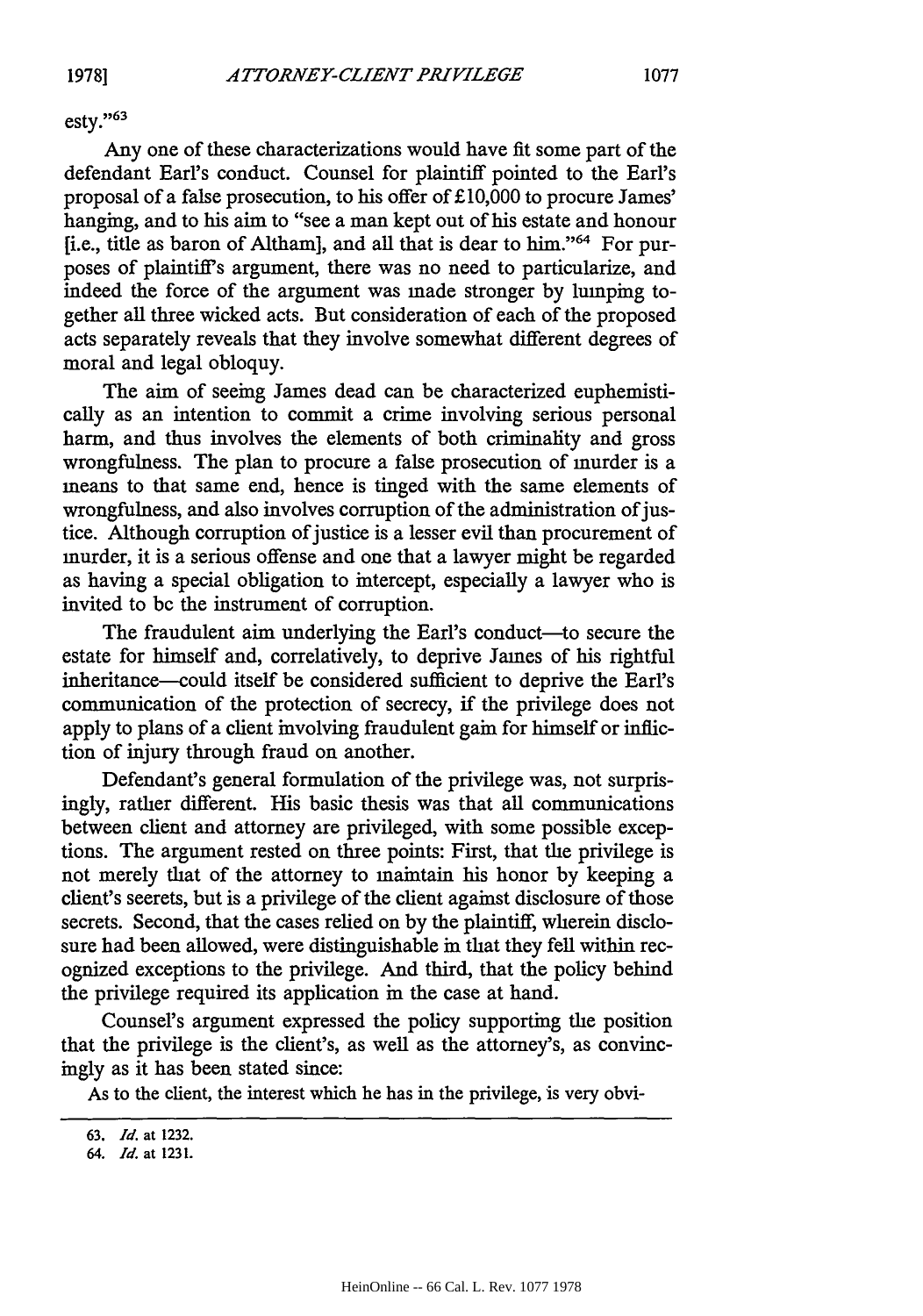esty."[63]

Any one of these characterizations would have fit some part of the defendant Earl's conduct. Counsel for plaintiff pointed to the Earl's proposal of a false prosecution, to his offer of £10,000 to procure James' hanging, and to his aim to "see a man kept out of his estate and honour [i.e., title as baron of Altham], and all that is dear to him."[64] For purposes of plaintiff's argument, there was no need to particularize, and indeed the force of the argument was made stronger by lumping together all three wicked acts. But consideration of each of the proposed acts separately reveals that they involve somewhat different degrees of moral and legal obloquy.

The aim of seeing James dead can be characterized euphemistically as an intention to commit a crime involving serious personal harm, and thus involves the elements of both criminality and gross wrongfulness. The plan to procure a false prosecution of murder is a means to that same end, hence is tinged with the same elements of wrongfulness, and also involves corruption of the administration of justice. Although corruption of justice is a lesser evil than procurement of murder, it is a serious offense and one that a lawyer might be regarded as having a special obligation to intercept, especially a lawyer who is invited to be the instrument of corruption.

The fraudulent aim underlying the Earl's conduct—to secure the estate for himself and, correlatively, to deprive James of his rightful inheritance—could itself be considered sufficient to deprive the Earl's communication of the protection of secrecy, if the privilege does not apply to plans of a client involving fraudulent gain for himself or infliction of injury through fraud on another.

Defendant's general formulation of the privilege was, not surprisingly, rather different. His basic thesis was that all communications between client and attorney are privileged, with some possible exceptions. The argument rested on three points: First, that the privilege is not merely that of the attorney to maintain his honor by keeping a client's secrets, but is a privilege of the client against disclosure of those secrets. Second, that the cases relied on by the plaintiff, wherein disclosure had been allowed, were distinguishable in that they fell within recognized exceptions to the privilege. And third, that the policy behind the privilege required its application in the case at hand.

Counsel's argument expressed the policy supporting the position that the privilege is the client's, as well as the attorney's, as convincingly as it has been stated since:

As to the client, the interest which he has in the privilege, is very obvi-

---

63. *Id.* at 1232.

64. *Id.* at 1231.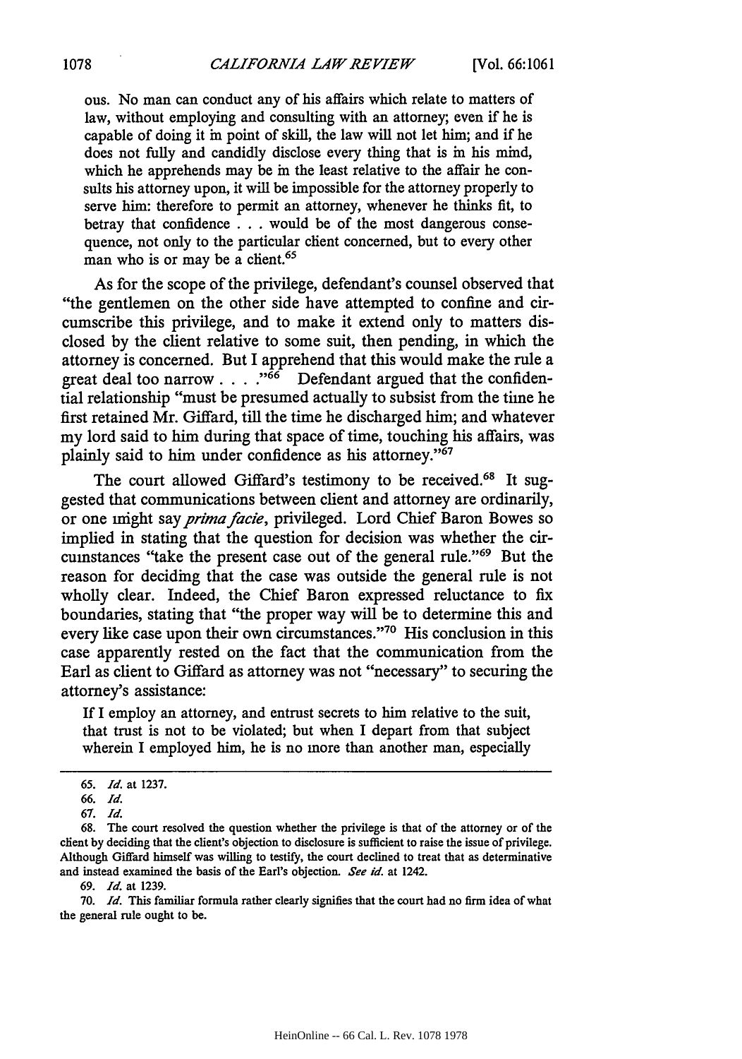ous. No man can conduct any of his affairs which relate to matters of law, without employing and consulting with an attorney; even if he is capable of doing it in point of skill, the law will not let him; and if he does not fully and candidly disclose every thing that is in his mind, which he apprehends may be in the least relative to the affair he consults his attorney upon, it will be impossible for the attorney properly to serve him: therefore to permit an attorney, whenever he thinks fit, to betray that confidence . . . would be of the most dangerous consequence, not only to the particular client concerned, but to every other man who is or may be a client.[65]

As for the scope of the privilege, defendant's counsel observed that "the gentlemen on the other side have attempted to confine and circumscribe this privilege, and to make it extend only to matters disclosed by the client relative to some suit, then pending, in which the attorney is concerned. But I apprehend that this would make the rule a great deal too narrow . . . ."[66] Defendant argued that the confidential relationship "must be presumed actually to subsist from the time he first retained Mr. Giffard, till the time he discharged him; and whatever my lord said to him during that space of time, touching his affairs, was plainly said to him under confidence as his attorney."[67]

The court allowed Giffard's testimony to be received.[68] It suggested that communications between client and attorney are ordinarily, or one might say *prima facie*, privileged. Lord Chief Baron Bowes so implied in stating that the question for decision was whether the circumstances "take the present case out of the general rule."[69] But the reason for deciding that the case was outside the general rule is not wholly clear. Indeed, the Chief Baron expressed reluctance to fix boundaries, stating that "the proper way will be to determine this and every like case upon their own circumstances."[70] His conclusion in this case apparently rested on the fact that the communication from the Earl as client to Giffard as attorney was not "necessary" to securing the attorney's assistance:

If I employ an attorney, and entrust secrets to him relative to the suit, that trust is not to be violated; but when I depart from that subject wherein I employed him, he is no more than another man, especially

---

65. *Id.* at 1237.

66. *Id.*

67. *Id.*

68. The court resolved the question whether the privilege is that of the attorney or of the client by deciding that the client's objection to disclosure is sufficient to raise the issue of privilege. Although Giffard himself was willing to testify, the court declined to treat that as determinative and instead examined the basis of the Earl's objection. *See id.* at 1242.

69. *Id.* at 1239.

70. *Id.* This familiar formula rather clearly signifies that the court had no firm idea of what the general rule ought to be.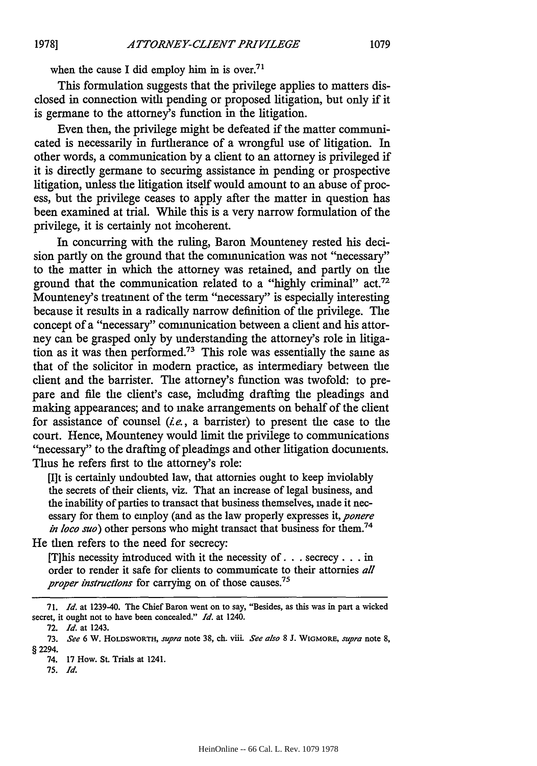when the cause I did employ him in is over.[71]

This formulation suggests that the privilege applies to matters disclosed in connection with pending or proposed litigation, but only if it is germane to the attorney's function in the litigation.

Even then, the privilege might be defeated if the matter communicated is necessarily in furtherance of a wrongful use of litigation. In other words, a communication by a client to an attorney is privileged if it is directly germane to securing assistance in pending or prospective litigation, unless the litigation itself would amount to an abuse of process, but the privilege ceases to apply after the matter in question has been examined at trial. While this is a very narrow formulation of the privilege, it is certainly not incoherent.

In concurring with the ruling, Baron Mounteney rested his decision partly on the ground that the communication was not "necessary" to the matter in which the attorney was retained, and partly on the ground that the communication related to a "highly criminal" act.[72] Mounteney's treatment of the term "necessary" is especially interesting because it results in a radically narrow definition of the privilege. The concept of a "necessary" communication between a client and his attorney can be grasped only by understanding the attorney's role in litigation as it was then performed.[73] This role was essentially the same as that of the solicitor in modern practice, as intermediary between the client and the barrister. The attorney's function was twofold: to prepare and file the client's case, including drafting the pleadings and making appearances; and to make arrangements on behalf of the client for assistance of counsel (*i.e.*, a barrister) to present the case to the court. Hence, Mounteney would limit the privilege to communications "necessary" to the drafting of pleadings and other litigation documents. Thus he refers first to the attorney's role:

> [I]t is certainly undoubted law, that attornies ought to keep inviolably the secrets of their clients, viz. That an increase of legal business, and the inability of parties to transact that business themselves, made it necessary for them to employ (and as the law properly expresses it, *ponere in loco suo*) other persons who might transact that business for them.[74]

He then refers to the need for secrecy:

> [T]his necessity introduced with it the necessity of . . . secrecy . . . in order to render it safe for clients to communicate to their attornies *all proper instructions* for carrying on of those causes.[75]

---

71. *Id.* at 1239-40. The Chief Baron went on to say, "Besides, as this was in part a wicked secret, it ought not to have been concealed." *Id.* at 1240.

72. *Id.* at 1243.

73. *See* 6 W. HOLDSWORTH, *supra* note 38, ch. viii. *See also* 8 J. WIGMORE, *supra* note 8, § 2294.

74. 17 How. St. Trials at 1241.

75. *Id.*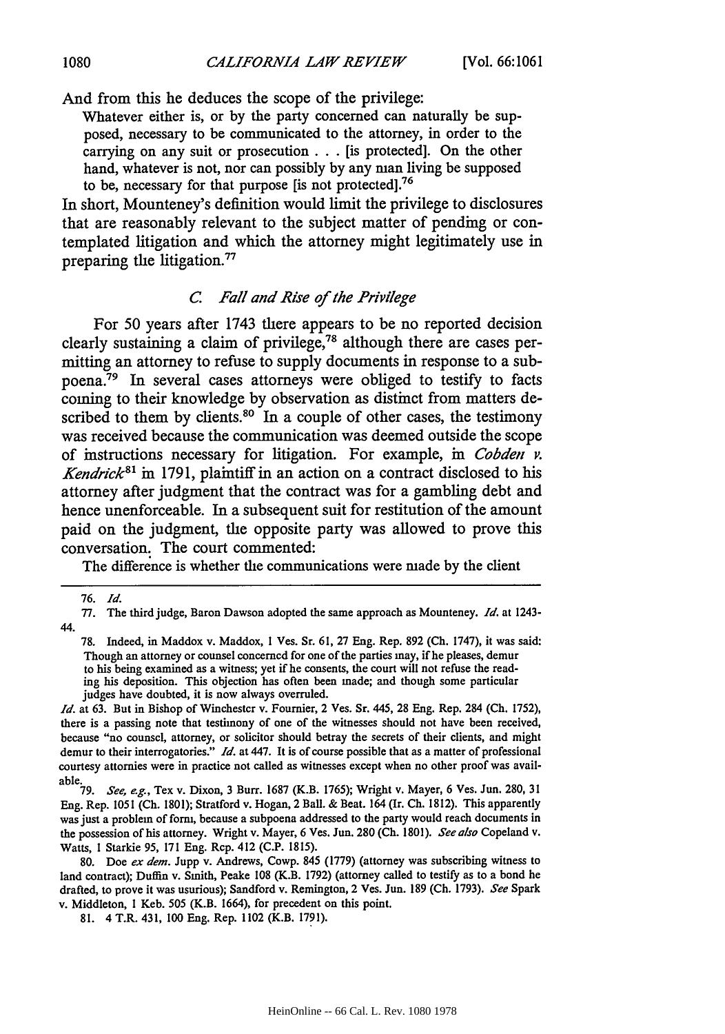And from this he deduces the scope of the privilege:

> Whatever either is, or by the party concerned can naturally be supposed, necessary to be communicated to the attorney, in order to the carrying on any suit or prosecution . . . [is protected]. On the other hand, whatever is not, nor can possibly by any man living be supposed to be, necessary for that purpose [is not protected].[76]

In short, Mounteney's definition would limit the privilege to disclosures that are reasonably relevant to the subject matter of pending or contemplated litigation and which the attorney might legitimately use in preparing the litigation.[77]

### C. Fall and Rise of the Privilege

For 50 years after 1743 there appears to be no reported decision clearly sustaining a claim of privilege,[78] although there are cases permitting an attorney to refuse to supply documents in response to a subpoena.[79] In several cases attorneys were obliged to testify to facts coming to their knowledge by observation as distinct from matters described to them by clients.[80] In a couple of other cases, the testimony was received because the communication was deemed outside the scope of instructions necessary for litigation. For example, in *Cobden v. Kendrick*[81] in 1791, plaintiff in an action on a contract disclosed to his attorney after judgment that the contract was for a gambling debt and hence unenforceable. In a subsequent suit for restitution of the amount paid on the judgment, the opposite party was allowed to prove this conversation. The court commented:

> The difference is whether the communications were made by the client

---

76. *Id.*

77. The third judge, Baron Dawson adopted the same approach as Mounteney. *Id.* at 1243-44.

78. Indeed, in Maddox v. Maddox, 1 Ves. Sr. 61, 27 Eng. Rep. 892 (Ch. 1747), it was said:

> Though an attorney or counsel concerned for one of the parties may, if he pleases, demur to his being examined as a witness; yet if he consents, the court will not refuse the reading his deposition. This objection has often been made; and though some particular judges have doubted, it is now always overruled.

*Id.* at 63. But in Bishop of Winchester v. Fournier, 2 Ves. Sr. 445, 28 Eng. Rep. 284 (Ch. 1752), there is a passing note that testimony of one of the witnesses should not have been received, because "no counsel, attorney, or solicitor should betray the secrets of their clients, and might demur to their interrogatories." *Id.* at 447. It is of course possible that as a matter of professional courtesy attornies were in practice not called as witnesses except when no other proof was available.

79. *See, e.g.*, Tex v. Dixon, 3 Burr. 1687 (K.B. 1765); Wright v. Mayer, 6 Ves. Jun. 280, 31 Eng. Rep. 1051 (Ch. 1801); Stratford v. Hogan, 2 Ball. & Beat. 164 (Ir. Ch. 1812). This apparently was just a problem of form, because a subpoena addressed to the party would reach documents in the possession of his attorney. Wright v. Mayer, 6 Ves. Jun. 280 (Ch. 1801). *See also* Copeland v. Watts, 1 Starkie 95, 171 Eng. Rep. 412 (C.P. 1815).

80. Doe *ex dem.* Jupp v. Andrews, Cowp. 845 (1779) (attorney was subscribing witness to land contract); Duffin v. Smith, Peake 108 (K.B. 1792) (attorney called to testify as to a bond he drafted, to prove it was usurious); Sandford v. Remington, 2 Ves. Jun. 189 (Ch. 1793). *See* Spark v. Middleton, 1 Keb. 505 (K.B. 1664), for precedent on this point.

81. 4 T.R. 431, 100 Eng. Rep. 1102 (K.B. 1791).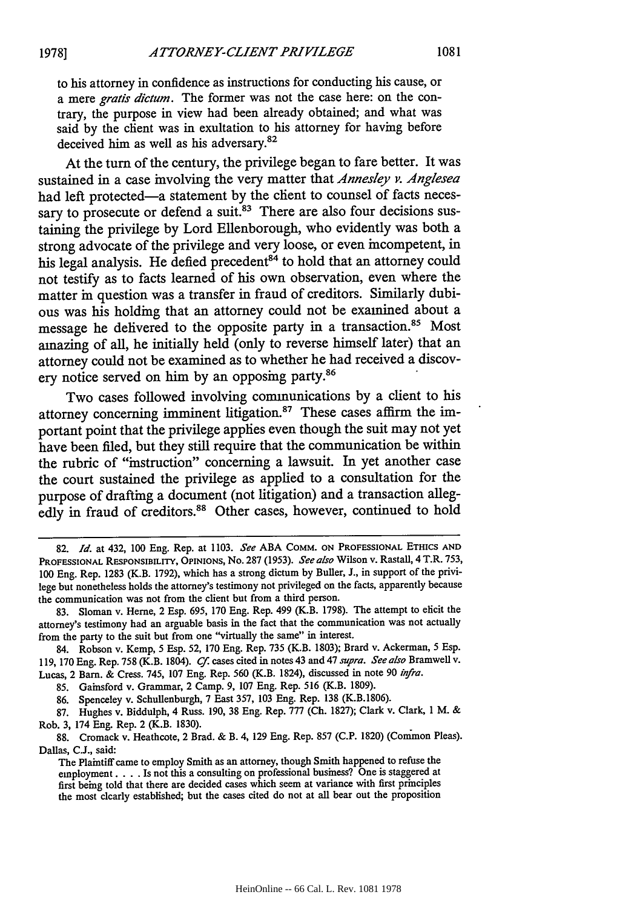to his attorney in confidence as instructions for conducting his cause, or a mere *gratis dictum*. The former was not the case here: on the contrary, the purpose in view had been already obtained; and what was said by the client was in exultation to his attorney for having before deceived him as well as his adversary.[82]

At the turn of the century, the privilege began to fare better. It was sustained in a case involving the very matter that *Annesley v. Anglesea* had left protected—a statement by the client to counsel of facts necessary to prosecute or defend a suit.[83] There are also four decisions sustaining the privilege by Lord Ellenborough, who evidently was both a strong advocate of the privilege and very loose, or even incompetent, in his legal analysis. He defied precedent[84] to hold that an attorney could not testify as to facts learned of his own observation, even where the matter in question was a transfer in fraud of creditors. Similarly dubious was his holding that an attorney could not be examined about a message he delivered to the opposite party in a transaction.[85] Most amazing of all, he initially held (only to reverse himself later) that an attorney could not be examined as to whether he had received a discovery notice served on him by an opposing party.[86]

Two cases followed involving communications by a client to his attorney concerning imminent litigation.[87] These cases affirm the important point that the privilege applies even though the suit may not yet have been filed, but they still require that the communication be within the rubric of "instruction" concerning a lawsuit. In yet another case the court sustained the privilege as applied to a consultation for the purpose of drafting a document (not litigation) and a transaction allegedly in fraud of creditors.[88] Other cases, however, continued to hold

---

82. *Id.* at 432, 100 Eng. Rep. at 1103. *See* ABA COMM. ON PROFESSIONAL ETHICS AND PROFESSIONAL RESPONSIBILITY, OPINIONS, No. 287 (1953). *See also* Wilson v. Rastall, 4 T.R. 753, 100 Eng. Rep. 1283 (K.B. 1792), which has a strong dictum by Buller, J., in support of the privilege but nonetheless holds the attorney's testimony not privileged on the facts, apparently because the communication was not from the client but from a third person.

83. Sloman v. Herne, 2 Esp. 695, 170 Eng. Rep. 499 (K.B. 1798). The attempt to elicit the attorney's testimony had an arguable basis in the fact that the communication was not actually from the party to the suit but from one "virtually the same" in interest.

84. Robson v. Kemp, 5 Esp. 52, 170 Eng. Rep. 735 (K.B. 1803); Brard v. Ackerman, 5 Esp. 119, 170 Eng. Rep. 758 (K.B. 1804). *Cf.* cases cited in notes 43 and 47 *supra*. *See also* Bramwell v. Lucas, 2 Barn. & Cress. 745, 107 Eng. Rep. 560 (K.B. 1824), discussed in note 90 *infra*.

85. Gainsford v. Grammar, 2 Camp. 9, 107 Eng. Rep. 516 (K.B. 1809).

86. Spenceley v. Schullenburgh, 7 East 357, 103 Eng. Rep. 138 (K.B.1806).

87. Hughes v. Biddulph, 4 Russ. 190, 38 Eng. Rep. 777 (Ch. 1827); Clark v. Clark, 1 M. & Rob. 3, 174 Eng. Rep. 2 (K.B. 1830).

88. Cromack v. Heathcote, 2 Brad. & B. 4, 129 Eng. Rep. 857 (C.P. 1820) (Common Pleas). Dallas, C.J., said:

> The Plaintiff came to employ Smith as an attorney, though Smith happened to refuse the employment. . . . Is not this a consulting on professional business? One is staggered at first being told that there are decided cases which seem at variance with first principles the most clearly established; but the cases cited do not at all bear out the proposition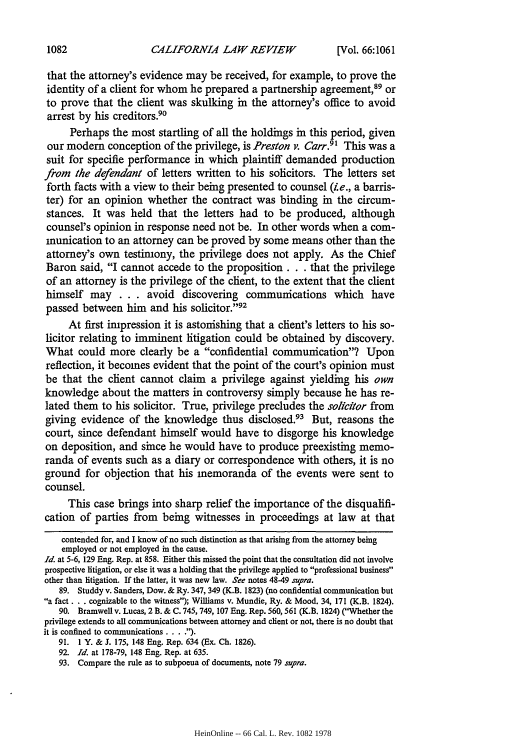that the attorney's evidence may be received, for example, to prove the identity of a client for whom he prepared a partnership agreement,[89] or to prove that the client was skulking in the attorney's office to avoid arrest by his creditors.[90]

Perhaps the most startling of all the holdings in this period, given our modern conception of the privilege, is *Preston v. Carr*.[91] This was a suit for specific performance in which plaintiff demanded production *from the defendant* of letters written to his solicitors. The letters set forth facts with a view to their being presented to counsel (*i.e.*, a barrister) for an opinion whether the contract was binding in the circumstances. It was held that the letters had to be produced, although counsel's opinion in response need not be. In other words when a communication to an attorney can be proved by some means other than the attorney's own testimony, the privilege does not apply. As the Chief Baron said, "I cannot accede to the proposition . . . that the privilege of an attorney is the privilege of the client, to the extent that the client himself may . . . avoid discovering communications which have passed between him and his solicitor."[92]

At first impression it is astonishing that a client's letters to his solicitor relating to imminent litigation could be obtained by discovery. What could more clearly be a "confidential communication"? Upon reflection, it becomes evident that the point of the court's opinion must be that the client cannot claim a privilege against yielding his *own* knowledge about the matters in controversy simply because he has related them to his solicitor. True, privilege precludes the *solicitor* from giving evidence of the knowledge thus disclosed.[93] But, reasons the court, since defendant himself would have to disgorge his knowledge on deposition, and since he would have to produce preexisting memoranda of events such as a diary or correspondence with others, it is no ground for objection that his memoranda of the events were sent to counsel.

This case brings into sharp relief the importance of the disqualification of parties from being witnesses in proceedings at law at that

---

contended for, and I know of no such distinction as that arising from the attorney being employed or not employed in the cause.

*Id.* at 5-6, 129 Eng. Rep. at 858. Either this missed the point that the consultation did not involve prospective litigation, or else it was a holding that the privilege applied to "professional business" other than litigation. If the latter, it was new law. *See* notes 48-49 *supra*.

89. Studdy v. Sanders, Dow. & Ry. 347, 349 (K.B. 1823) (no confidential communication but "a fact . . . cognizable to the witness"); Williams v. Mundie, Ry. & Mood. 34, 171 (K.B. 1824).

90. Bramwell v. Lucas, 2 B. & C. 745, 749, 107 Eng. Rep. 560, 561 (K.B. 1824) ("Whether the privilege extends to all communications between attorney and client or not, there is no doubt that it is confined to communications . . . .").

91. 1 Y. & J. 175, 148 Eng. Rep. 634 (Ex. Ch. 1826).

92. *Id.* at 178-79, 148 Eng. Rep. at 635.

93. Compare the rule as to subpoena of documents, note 79 *supra*.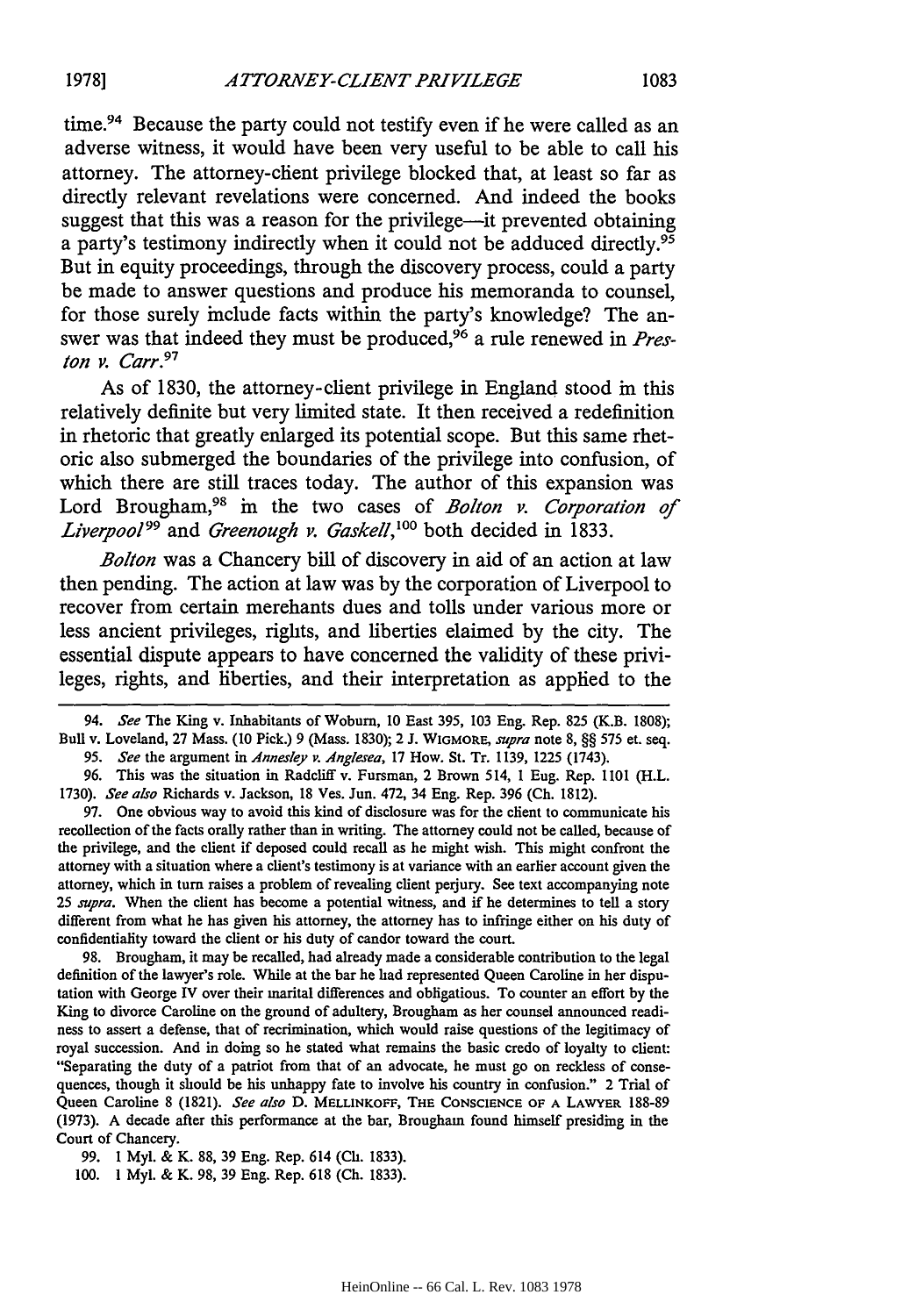time.[94] Because the party could not testify even if he were called as an adverse witness, it would have been very useful to be able to call his attorney. The attorney-client privilege blocked that, at least so far as directly relevant revelations were concerned. And indeed the books suggest that this was a reason for the privilege—it prevented obtaining a party's testimony indirectly when it could not be adduced directly.[95] But in equity proceedings, through the discovery process, could a party be made to answer questions and produce his memoranda to counsel, for those surely include facts within the party's knowledge? The answer was that indeed they must be produced,[96] a rule renewed in *Preston v. Carr*.[97]

As of 1830, the attorney-client privilege in England stood in this relatively definite but very limited state. It then received a redefinition in rhetoric that greatly enlarged its potential scope. But this same rhetoric also submerged the boundaries of the privilege into confusion, of which there are still traces today. The author of this expansion was Lord Brougham,[98] in the two cases of *Bolton v. Corporation of Liverpool*[99] and *Greenough v. Gaskell*,[100] both decided in 1833.

*Bolton* was a Chancery bill of discovery in aid of an action at law then pending. The action at law was by the corporation of Liverpool to recover from certain merchants dues and tolls under various more or less ancient privileges, rights, and liberties claimed by the city. The essential dispute appears to have concerned the validity of these privileges, rights, and liberties, and their interpretation as applied to the

---

94. *See* The King v. Inhabitants of Woburn, 10 East 395, 103 Eng. Rep. 825 (K.B. 1808); Bull v. Loveland, 27 Mass. (10 Pick.) 9 (Mass. 1830); 2 J. WIGMORE, *supra* note 8, §§ 575 et. seq.

95. *See* the argument in *Annesley v. Anglesea*, 17 How. St. Tr. 1139, 1225 (1743).

96. This was the situation in Radcliff v. Fursman, 2 Brown 514, 1 Eng. Rep. 1101 (H.L. 1730). *See also* Richards v. Jackson, 18 Ves. Jun. 472, 34 Eng. Rep. 396 (Ch. 1812).

97. One obvious way to avoid this kind of disclosure was for the client to communicate his recollection of the facts orally rather than in writing. The attorney could not be called, because of the privilege, and the client if deposed could recall as he might wish. This might confront the attorney with a situation where a client's testimony is at variance with an earlier account given the attorney, which in turn raises a problem of revealing client perjury. See text accompanying note 25 *supra*. When the client has become a potential witness, and if he determines to tell a story different from what he has given his attorney, the attorney has to infringe either on his duty of confidentiality toward the client or his duty of candor toward the court.

98. Brougham, it may be recalled, had already made a considerable contribution to the legal definition of the lawyer's role. While at the bar he had represented Queen Caroline in her disputation with George IV over their marital differences and obligations. To counter an effort by the King to divorce Caroline on the ground of adultery, Brougham as her counsel announced readiness to assert a defense, that of recrimination, which would raise questions of the legitimacy of royal succession. And in doing so he stated what remains the basic credo of loyalty to client: "Separating the duty of a patriot from that of an advocate, he must go on reckless of consequences, though it should be his unhappy fate to involve his country in confusion." 2 Trial of Queen Caroline 8 (1821). *See also* D. MELLINKOFF, THE CONSCIENCE OF A LAWYER 188-89 (1973). A decade after this performance at the bar, Brougham found himself presiding in the Court of Chancery.

99. 1 Myl. & K. 88, 39 Eng. Rep. 614 (Ch. 1833).

100. 1 Myl. & K. 98, 39 Eng. Rep. 618 (Ch. 1833).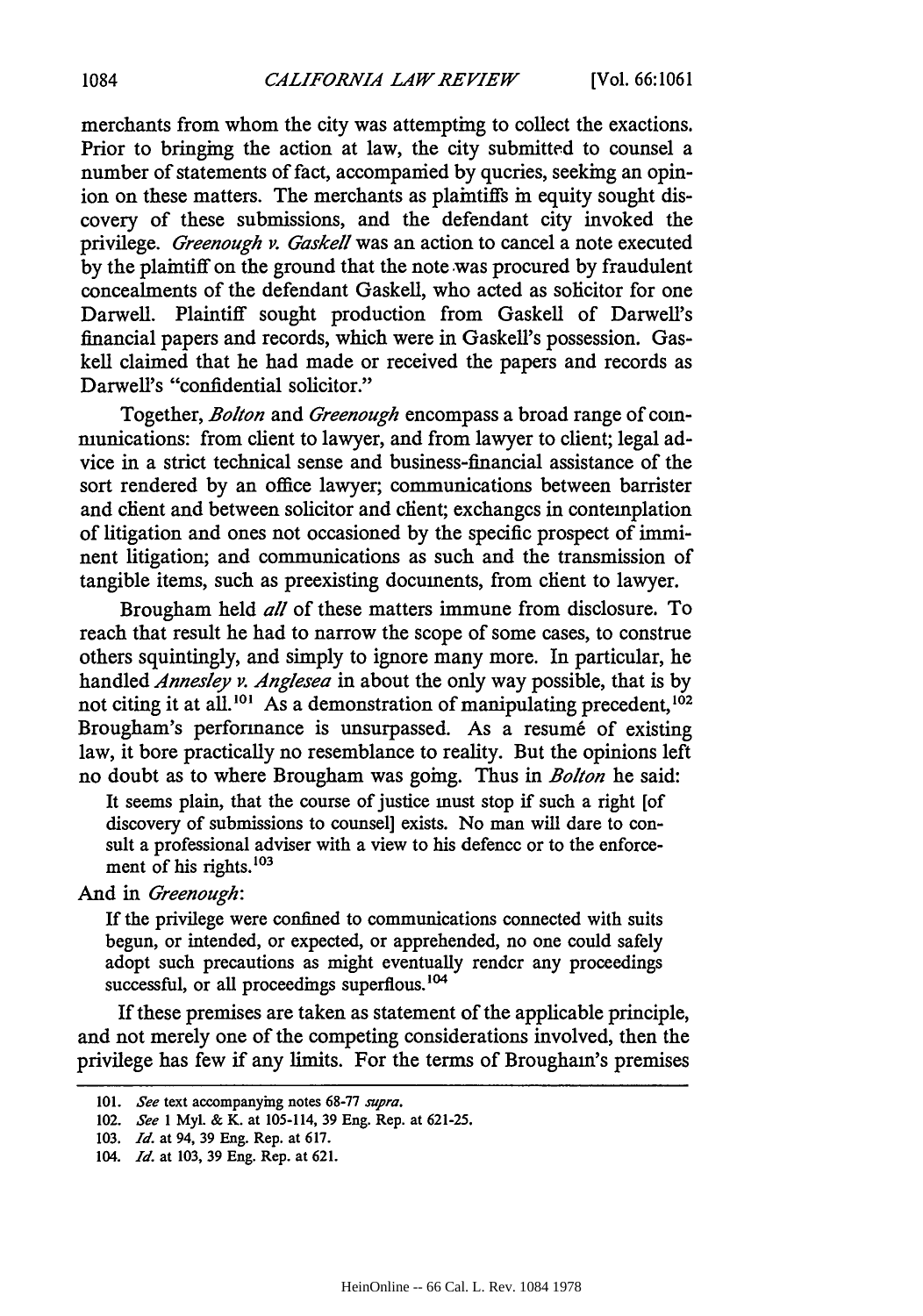merchants from whom the city was attempting to collect the exactions. Prior to bringing the action at law, the city submitted to counsel a number of statements of fact, accompanied by queries, seeking an opinion on these matters. The merchants as plaintiffs in equity sought discovery of these submissions, and the defendant city invoked the privilege. *Greenough v. Gaskell* was an action to cancel a note executed by the plaintiff on the ground that the note was procured by fraudulent concealments of the defendant Gaskell, who acted as solicitor for one Darwell. Plaintiff sought production from Gaskell of Darwell's financial papers and records, which were in Gaskell's possession. Gaskell claimed that he had made or received the papers and records as Darwell's "confidential solicitor."

Together, *Bolton* and *Greenough* encompass a broad range of communications: from client to lawyer, and from lawyer to client; legal advice in a strict technical sense and business-financial assistance of the sort rendered by an office lawyer; communications between barrister and client and between solicitor and client; exchanges in contemplation of litigation and ones not occasioned by the specific prospect of imminent litigation; and communications as such and the transmission of tangible items, such as preexisting documents, from client to lawyer.

Brougham held *all* of these matters immune from disclosure. To reach that result he had to narrow the scope of some cases, to construe others squintingly, and simply to ignore many more. In particular, he handled *Annesley v. Anglesea* in about the only way possible, that is by not citing it at all.[101] As a demonstration of manipulating precedent,[102] Brougham's performance is unsurpassed. As a resumé of existing law, it bore practically no resemblance to reality. But the opinions left no doubt as to where Brougham was going. Thus in *Bolton* he said:

> It seems plain, that the course of justice must stop if such a right [of discovery of submissions to counsel] exists. No man will dare to consult a professional adviser with a view to his defence or to the enforcement of his rights.[103]

And in *Greenough*:

> If the privilege were confined to communications connected with suits begun, or intended, or expected, or apprehended, no one could safely adopt such precautions as might eventually render any proceedings successful, or all proceedings superflous.[104]

If these premises are taken as statement of the applicable principle, and not merely one of the competing considerations involved, then the privilege has few if any limits. For the terms of Brougham's premises

---

101. *See* text accompanying notes 68-77 *supra*.

102. *See* 1 Myl. & K. at 105-114, 39 Eng. Rep. at 621-25.

103. *Id.* at 94, 39 Eng. Rep. at 617.

104. *Id.* at 103, 39 Eng. Rep. at 621.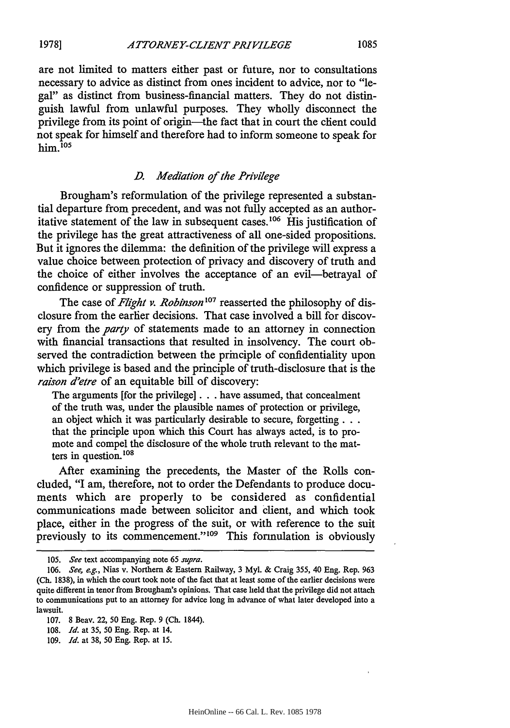are not limited to matters either past or future, nor to consultations necessary to advice as distinct from ones incident to advice, nor to "legal" as distinct from business-financial matters. They do not distinguish lawful from unlawful purposes. They wholly disconnect the privilege from its point of origin—the fact that in court the client could not speak for himself and therefore had to inform someone to speak for him.[105]

### *D. Mediation of the Privilege*

Brougham's reformulation of the privilege represented a substantial departure from precedent, and was not fully accepted as an authoritative statement of the law in subsequent cases.[106] His justification of the privilege has the great attractiveness of all one-sided propositions. But it ignores the dilemma: the definition of the privilege will express a value choice between protection of privacy and discovery of truth and the choice of either involves the acceptance of an evil—betrayal of confidence or suppression of truth.

The case of *Flight v. Robinson*[107] reasserted the philosophy of disclosure from the earlier decisions. That case involved a bill for discovery from the *party* of statements made to an attorney in connection with financial transactions that resulted in insolvency. The court observed the contradiction between the principle of confidentiality upon which privilege is based and the principle of truth-disclosure that is the *raison d'etre* of an equitable bill of discovery:

> The arguments [for the privilege] . . . have assumed, that concealment of the truth was, under the plausible names of protection or privilege, an object which it was particularly desirable to secure, forgetting . . . that the principle upon which this Court has always acted, is to promote and compel the disclosure of the whole truth relevant to the matters in question.[108]

After examining the precedents, the Master of the Rolls concluded, "I am, therefore, not to order the Defendants to produce documents which are properly to be considered as confidential communications made between solicitor and client, and which took place, either in the progress of the suit, or with reference to the suit previously to its commencement."[109] This formulation is obviously

---

105. *See* text accompanying note 65 *supra*.

106. *See, e.g.*, Nias v. Northern & Eastern Railway, 3 Myl. & Craig 355, 40 Eng. Rep. 963 (Ch. 1838), in which the court took note of the fact that at least some of the earlier decisions were quite different in tenor from Brougham's opinions. That case held that the privilege did not attach to communications put to an attorney for advice long in advance of what later developed into a lawsuit.

107. 8 Beav. 22, 50 Eng. Rep. 9 (Ch. 1844).

108. *Id.* at 35, 50 Eng. Rep. at 14.

109. *Id.* at 38, 50 Eng. Rep. at 15.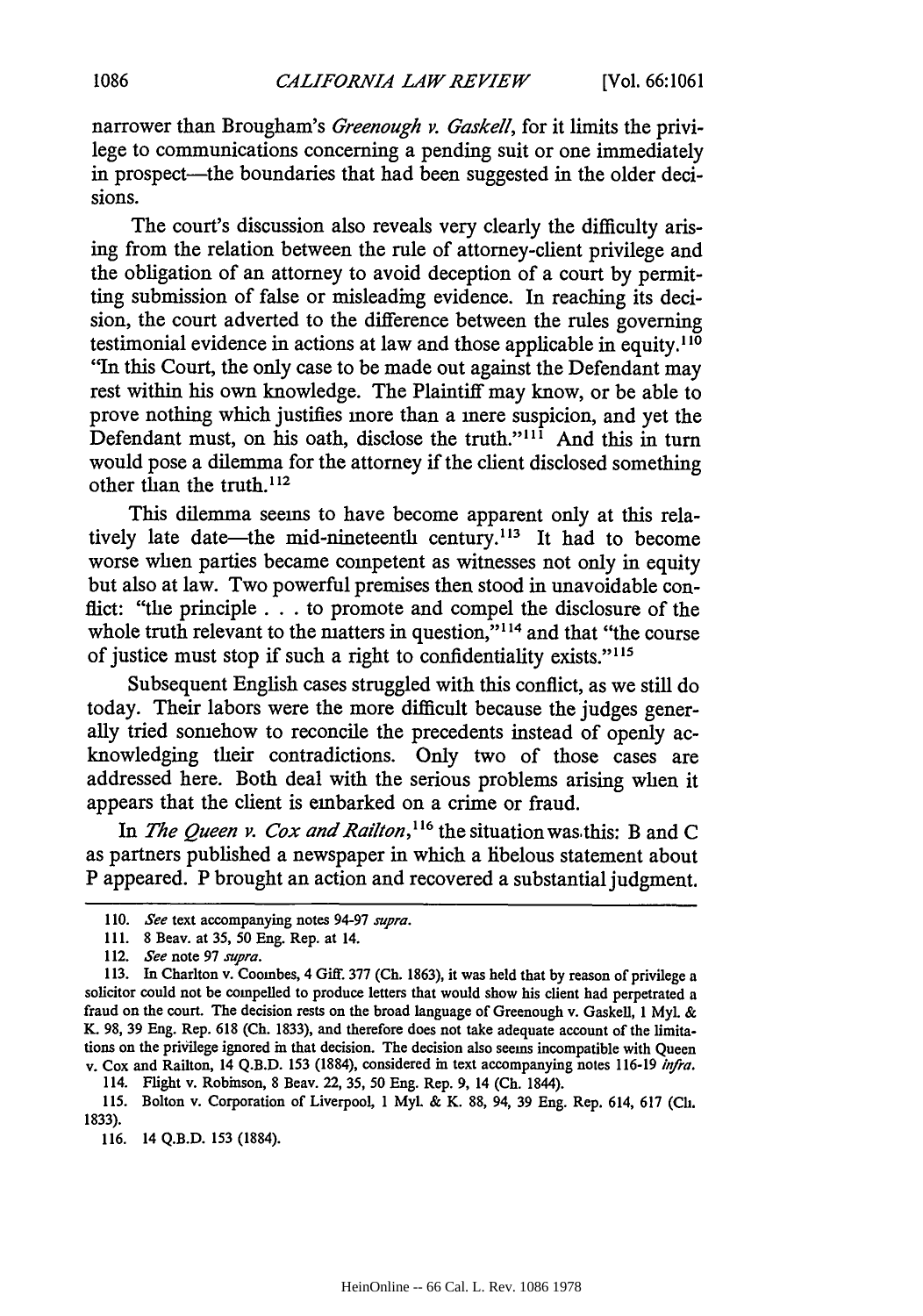narrower than Brougham's *Greenough v. Gaskell*, for it limits the privilege to communications concerning a pending suit or one immediately in prospect—the boundaries that had been suggested in the older decisions.

The court's discussion also reveals very clearly the difficulty arising from the relation between the rule of attorney-client privilege and the obligation of an attorney to avoid deception of a court by permitting submission of false or misleading evidence. In reaching its decision, the court adverted to the difference between the rules governing testimonial evidence in actions at law and those applicable in equity.[110] "In this Court, the only case to be made out against the Defendant may rest within his own knowledge. The Plaintiff may know, or be able to prove nothing which justifies more than a mere suspicion, and yet the Defendant must, on his oath, disclose the truth."[111] And this in turn would pose a dilemma for the attorney if the client disclosed something other than the truth.[112]

This dilemma seems to have become apparent only at this relatively late date—the mid-nineteenth century.[113] It had to become worse when parties became competent as witnesses not only in equity but also at law. Two powerful premises then stood in unavoidable conflict: "the principle . . . to promote and compel the disclosure of the whole truth relevant to the matters in question,"[114] and that "the course of justice must stop if such a right to confidentiality exists."[115]

Subsequent English cases struggled with this conflict, as we still do today. Their labors were the more difficult because the judges generally tried somehow to reconcile the precedents instead of openly acknowledging their contradictions. Only two of those cases are addressed here. Both deal with the serious problems arising when it appears that the client is embarked on a crime or fraud.

In *The Queen v. Cox and Railton*,[116] the situation was this: B and C as partners published a newspaper in which a libelous statement about P appeared. P brought an action and recovered a substantial judgment.

---

110. *See* text accompanying notes 94-97 *supra*.

111. 8 Beav. at 35, 50 Eng. Rep. at 14.

112. *See* note 97 *supra*.

113. In Charlton v. Coombes, 4 Giff. 377 (Ch. 1863), it was held that by reason of privilege a solicitor could not be compelled to produce letters that would show his client had perpetrated a fraud on the court. The decision rests on the broad language of Greenough v. Gaskell, 1 Myl. & K. 98, 39 Eng. Rep. 618 (Ch. 1833), and therefore does not take adequate account of the limitations on the privilege ignored in that decision. The decision also seems incompatible with Queen v. Cox and Railton, 14 Q.B.D. 153 (1884), considered in text accompanying notes 116-19 *infra*.

114. Flight v. Robinson, 8 Beav. 22, 35, 50 Eng. Rep. 9, 14 (Ch. 1844).

115. Bolton v. Corporation of Liverpool, 1 Myl. & K. 88, 94, 39 Eng. Rep. 614, 617 (Ch. 1833).

116. 14 Q.B.D. 153 (1884).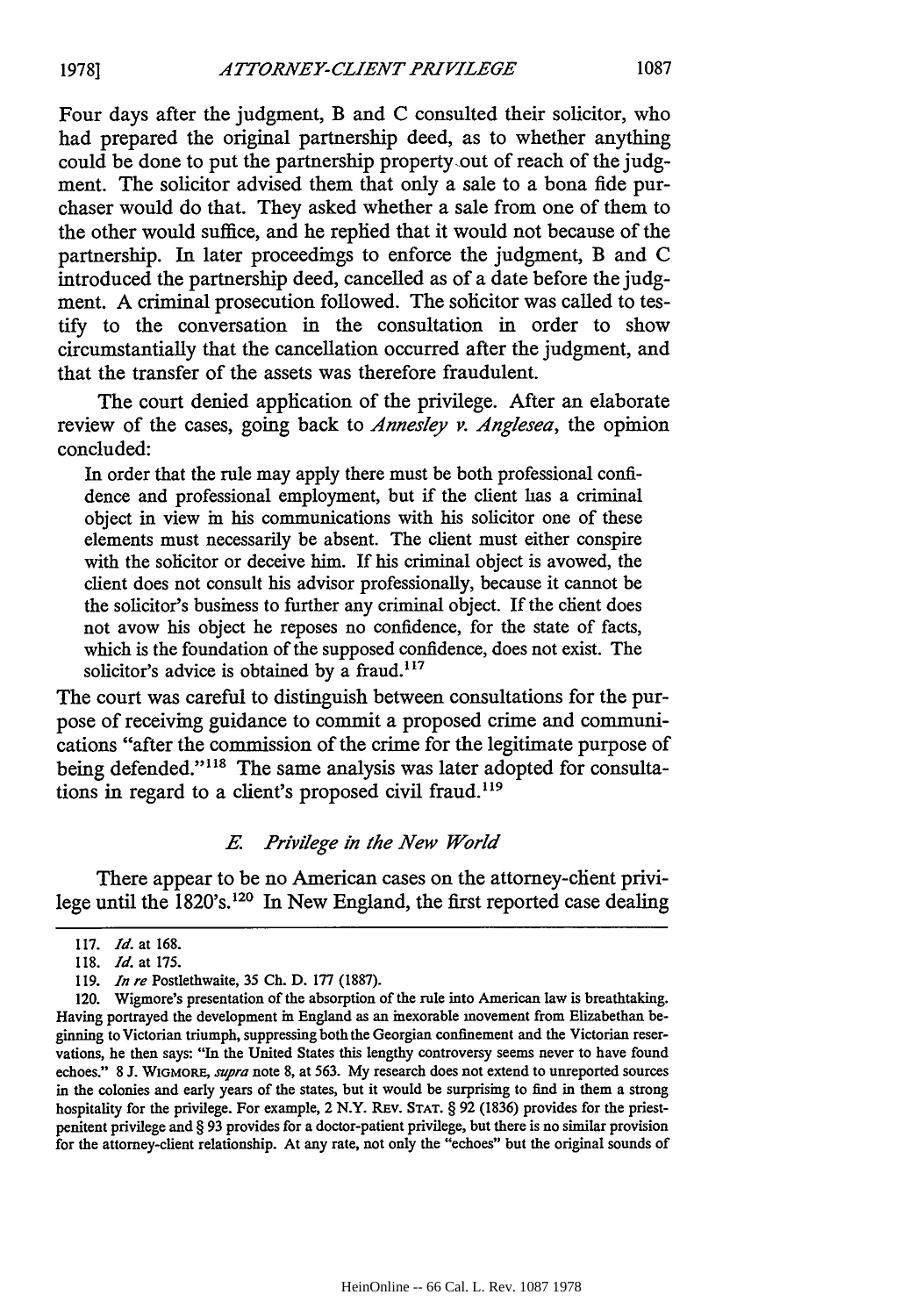Four days after the judgment, B and C consulted their solicitor, who had prepared the original partnership deed, as to whether anything could be done to put the partnership property out of reach of the judgment. The solicitor advised them that only a sale to a bona fide purchaser would do that. They asked whether a sale from one of them to the other would suffice, and he replied that it would not because of the partnership. In later proceedings to enforce the judgment, B and C introduced the partnership deed, cancelled as of a date before the judgment. A criminal prosecution followed. The solicitor was called to testify to the conversation in the consultation in order to show circumstantially that the cancellation occurred after the judgment, and that the transfer of the assets was therefore fraudulent.

The court denied application of the privilege. After an elaborate review of the cases, going back to *Annesley v. Anglesea*, the opinion concluded:

> In order that the rule may apply there must be both professional confidence and professional employment, but if the client has a criminal object in view in his communications with his solicitor one of these elements must necessarily be absent. The client must either conspire with the solicitor or deceive him. If his criminal object is avowed, the client does not consult his advisor professionally, because it cannot be the solicitor's business to further any criminal object. If the client does not avow his object he reposes no confidence, for the state of facts, which is the foundation of the supposed confidence, does not exist. The solicitor's advice is obtained by a fraud.[117]

The court was careful to distinguish between consultations for the purpose of receiving guidance to commit a proposed crime and communications "after the commission of the crime for the legitimate purpose of being defended."[118] The same analysis was later adopted for consultations in regard to a client's proposed civil fraud.[119]

### *E. Privilege in the New World*

There appear to be no American cases on the attorney-client privilege until the 1820's.[120] In New England, the first reported case dealing

---

117. *Id.* at 168.

118. *Id.* at 175.

119. *In re* Postlethwaite, 35 Ch. D. 177 (1887).

120. Wigmore's presentation of the absorption of the rule into American law is breathtaking. Having portrayed the development in England as an inexorable movement from Elizabethan beginning to Victorian triumph, suppressing both the Georgian confinement and the Victorian reservations, he then says: "In the United States this lengthy controversy seems never to have found echoes." 8 J. WIGMORE, *supra* note 8, at 563. My research does not extend to unreported sources in the colonies and early years of the states, but it would be surprising to find in them a strong hospitality for the privilege. For example, 2 N.Y. REV. STAT. § 92 (1836) provides for the priest-penitent privilege and § 93 provides for a doctor-patient privilege, but there is no similar provision for the attorney-client relationship. At any rate, not only the "echoes" but the original sounds of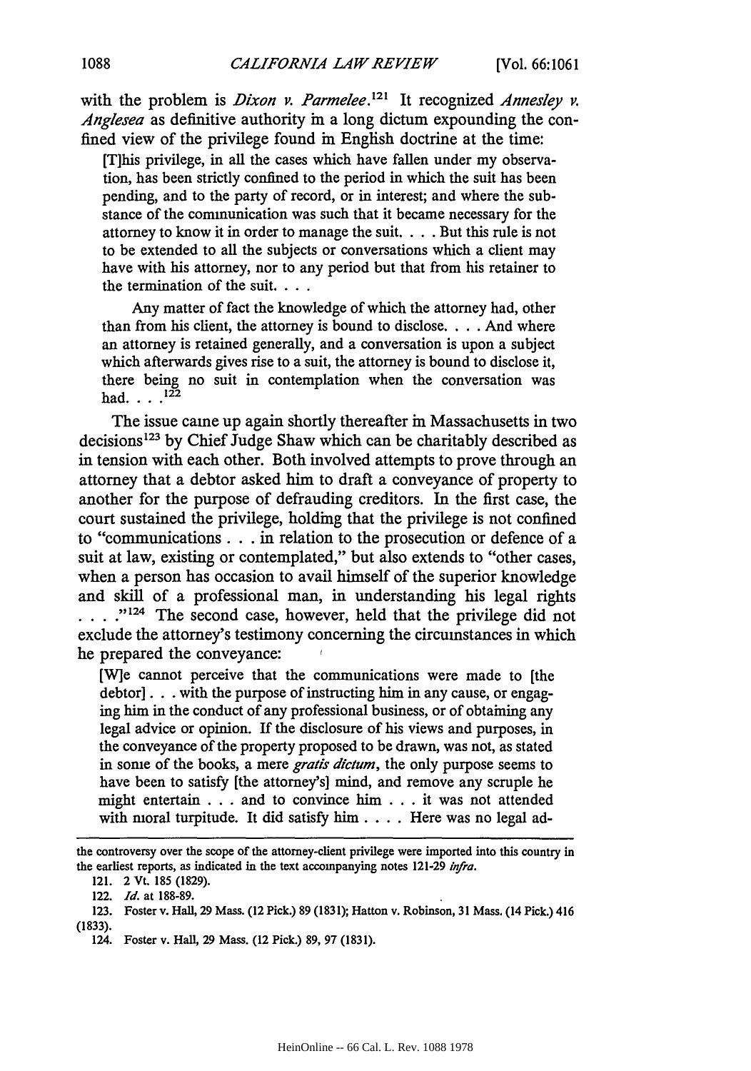with the problem is *Dixon v. Parmelee*.[121] It recognized *Annesley v. Anglesea* as definitive authority in a long dictum expounding the confined view of the privilege found in English doctrine at the time:

> [T]his privilege, in all the cases which have fallen under my observation, has been strictly confined to the period in which the suit has been pending, and to the party of record, or in interest; and where the substance of the communication was such that it became necessary for the attorney to know it in order to manage the suit. . . . But this rule is not to be extended to all the subjects or conversations which a client may have with his attorney, nor to any period but that from his retainer to the termination of the suit. . . .
>
> Any matter of fact the knowledge of which the attorney had, other than from his client, the attorney is bound to disclose. . . . And where an attorney is retained generally, and a conversation is upon a subject which afterwards gives rise to a suit, the attorney is bound to disclose it, there being no suit in contemplation when the conversation was had. . . .[122]

The issue came up again shortly thereafter in Massachusetts in two decisions[123] by Chief Judge Shaw which can be charitably described as in tension with each other. Both involved attempts to prove through an attorney that a debtor asked him to draft a conveyance of property to another for the purpose of defrauding creditors. In the first case, the court sustained the privilege, holding that the privilege is not confined to "communications . . . in relation to the prosecution or defence of a suit at law, existing or contemplated," but also extends to "other cases, when a person has occasion to avail himself of the superior knowledge and skill of a professional man, in understanding his legal rights . . . ."[124] The second case, however, held that the privilege did not exclude the attorney's testimony concerning the circumstances in which he prepared the conveyance:

> [W]e cannot perceive that the communications were made to [the debtor] . . . with the purpose of instructing him in any cause, or engaging him in the conduct of any professional business, or of obtaining any legal advice or opinion. If the disclosure of his views and purposes, in the conveyance of the property proposed to be drawn, was not, as stated in some of the books, a mere *gratis dictum*, the only purpose seems to have been to satisfy [the attorney's] mind, and remove any scruple he might entertain . . . and to convince him . . . it was not attended with moral turpitude. It did satisfy him . . . . Here was no legal ad-

---

the controversy over the scope of the attorney-client privilege were imported into this country in the earliest reports, as indicated in the text accompanying notes 121-29 *infra*.

121. 2 Vt. 185 (1829).

122. *Id.* at 188-89.

123. Foster v. Hall, 29 Mass. (12 Pick.) 89 (1831); Hatton v. Robinson, 31 Mass. (14 Pick.) 416 (1833).

124. Foster v. Hall, 29 Mass. (12 Pick.) 89, 97 (1831).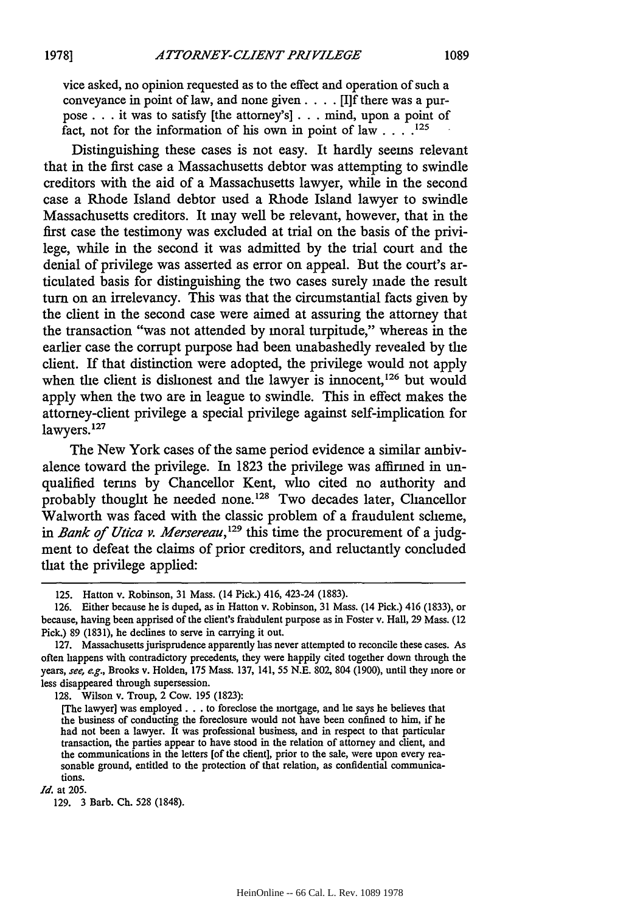vice asked, no opinion requested as to the effect and operation of such a conveyance in point of law, and none given . . . . [I]f there was a purpose . . . it was to satisfy [the attorney's] . . . mind, upon a point of fact, not for the information of his own in point of law . . . .[125]

Distinguishing these cases is not easy. It hardly seems relevant that in the first case a Massachusetts debtor was attempting to swindle creditors with the aid of a Massachusetts lawyer, while in the second case a Rhode Island debtor used a Rhode Island lawyer to swindle Massachusetts creditors. It may well be relevant, however, that in the first case the testimony was excluded at trial on the basis of the privilege, while in the second it was admitted by the trial court and the denial of privilege was asserted as error on appeal. But the court's articulated basis for distinguishing the two cases surely made the result turn on an irrelevancy. This was that the circumstantial facts given by the client in the second case were aimed at assuring the attorney that the transaction "was not attended by moral turpitude," whereas in the earlier case the corrupt purpose had been unabashedly revealed by the client. If that distinction were adopted, the privilege would not apply when the client is dishonest and the lawyer is innocent,[126] but would apply when the two are in league to swindle. This in effect makes the attorney-client privilege a special privilege against self-implication for lawyers.[127]

The New York cases of the same period evidence a similar ambivalence toward the privilege. In 1823 the privilege was affirmed in unqualified terms by Chancellor Kent, who cited no authority and probably thought he needed none.[128] Two decades later, Chancellor Walworth was faced with the classic problem of a fraudulent scheme, in *Bank of Utica v. Mersereau*,[129] this time the procurement of a judgment to defeat the claims of prior creditors, and reluctantly concluded that the privilege applied:

---

125. Hatton v. Robinson, 31 Mass. (14 Pick.) 416, 423-24 (1883).

126. Either because he is duped, as in Hatton v. Robinson, 31 Mass. (14 Pick.) 416 (1833), or because, having been apprised of the client's fraudulent purpose as in Foster v. Hall, 29 Mass. (12 Pick.) 89 (1831), he declines to serve in carrying it out.

127. Massachusetts jurisprudence apparently has never attempted to reconcile these cases. As often happens with contradictory precedents, they were happily cited together down through the years, *see, e.g.*, Brooks v. Holden, 175 Mass. 137, 141, 55 N.E. 802, 804 (1900), until they more or less disappeared through supersession.

128. Wilson v. Troup, 2 Cow. 195 (1823):

[The lawyer] was employed . . . to foreclose the mortgage, and he says he believes that the business of conducting the foreclosure would not have been confined to him, if he had not been a lawyer. It was professional business, and in respect to that particular transaction, the parties appear to have stood in the relation of attorney and client, and the communications in the letters [of the client], prior to the sale, were upon every reasonable ground, entitled to the protection of that relation, as confidential communications.

*Id.* at 205.

129. 3 Barb. Ch. 528 (1848).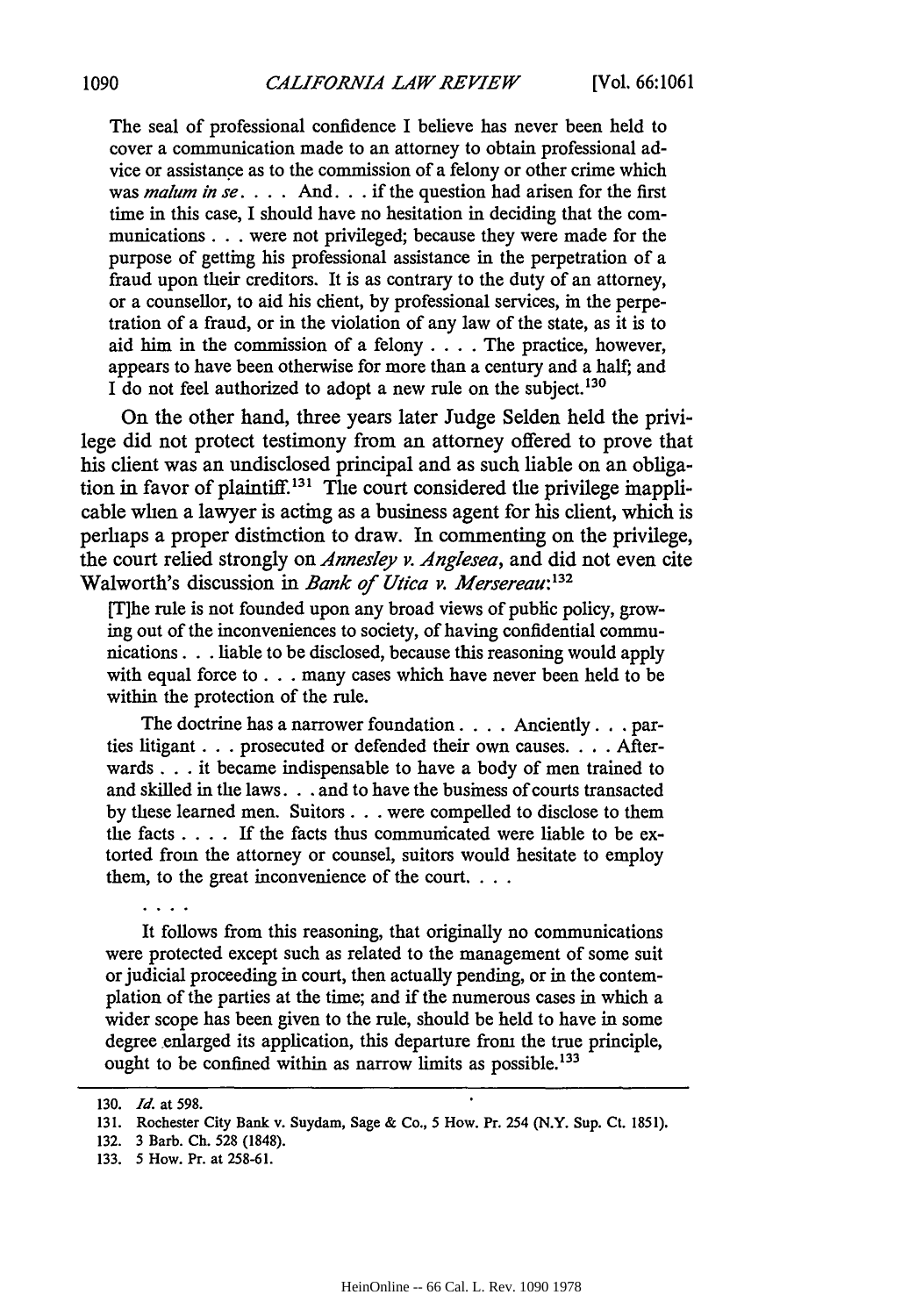> The seal of professional confidence I believe has never been held to cover a communication made to an attorney to obtain professional advice or assistance as to the commission of a felony or other crime which was *malum in se*. . . . And. . . if the question had arisen for the first time in this case, I should have no hesitation in deciding that the communications . . . were not privileged; because they were made for the purpose of getting his professional assistance in the perpetration of a fraud upon their creditors. It is as contrary to the duty of an attorney, or a counsellor, to aid his client, by professional services, in the perpetration of a fraud, or in the violation of any law of the state, as it is to aid him in the commission of a felony . . . . The practice, however, appears to have been otherwise for more than a century and a half; and I do not feel authorized to adopt a new rule on the subject.[130]

On the other hand, three years later Judge Selden held the privilege did not protect testimony from an attorney offered to prove that his client was an undisclosed principal and as such liable on an obligation in favor of plaintiff.[131] The court considered the privilege inapplicable when a lawyer is acting as a business agent for his client, which is perhaps a proper distinction to draw. In commenting on the privilege, the court relied strongly on *Annesley v. Anglesea*, and did not even cite Walworth's discussion in *Bank of Utica v. Mersereau*:[132]

> [T]he rule is not founded upon any broad views of public policy, growing out of the inconveniences to society, of having confidential communications . . . liable to be disclosed, because this reasoning would apply with equal force to . . . many cases which have never been held to be within the protection of the rule.
>
> The doctrine has a narrower foundation . . . . Anciently . . . parties litigant . . . prosecuted or defended their own causes. . . . Afterwards . . . it became indispensable to have a body of men trained to and skilled in the laws. . . and to have the business of courts transacted by these learned men. Suitors . . . were compelled to disclose to them the facts . . . . If the facts thus communicated were liable to be extorted from the attorney or counsel, suitors would hesitate to employ them, to the great inconvenience of the court. . . .
>
> . . . .
>
> It follows from this reasoning, that originally no communications were protected except such as related to the management of some suit or judicial proceeding in court, then actually pending, or in the contemplation of the parties at the time; and if the numerous cases in which a wider scope has been given to the rule, should be held to have in some degree enlarged its application, this departure from the true principle, ought to be confined within as narrow limits as possible.[133]

---

130. *Id.* at 598.

131. Rochester City Bank v. Suydam, Sage & Co., 5 How. Pr. 254 (N.Y. Sup. Ct. 1851).

132. 3 Barb. Ch. 528 (1848).

133. 5 How. Pr. at 258-61.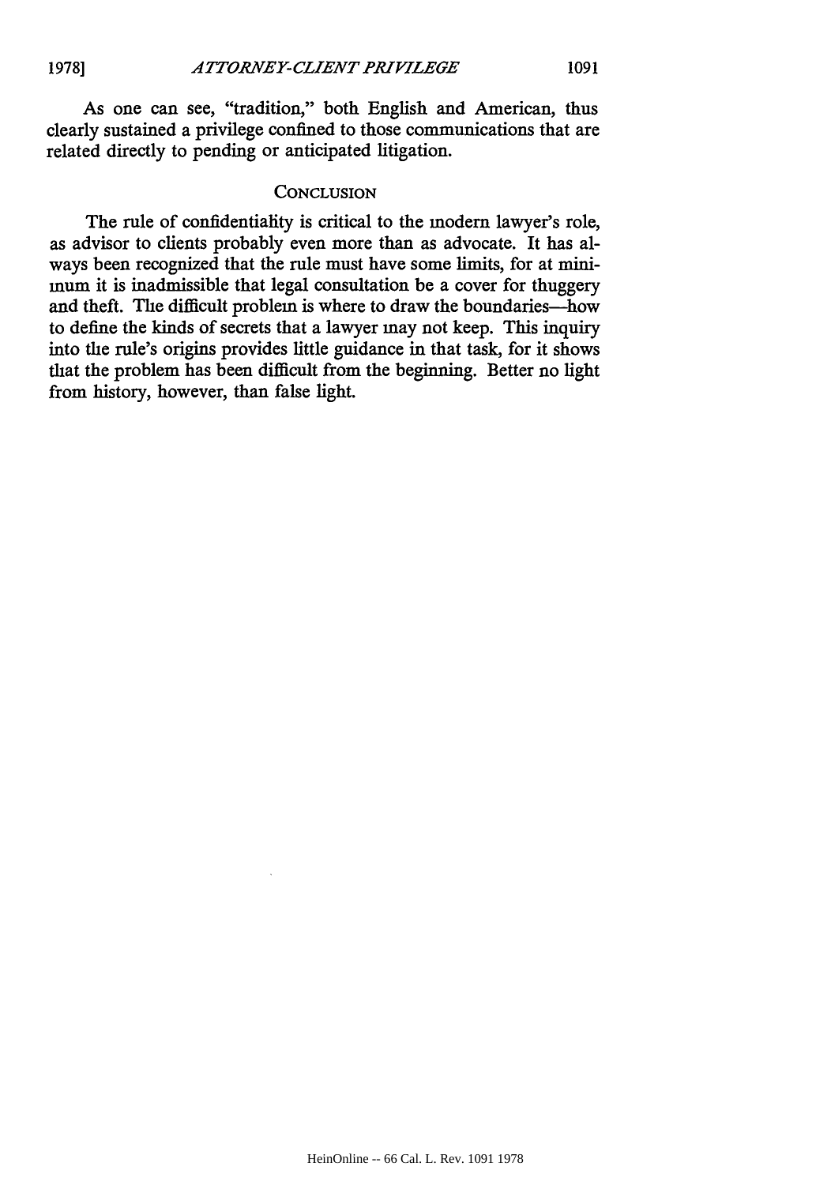As one can see, "tradition," both English and American, thus clearly sustained a privilege confined to those communications that are related directly to pending or anticipated litigation.

## CONCLUSION

The rule of confidentiality is critical to the modern lawyer's role, as advisor to clients probably even more than as advocate. It has always been recognized that the rule must have some limits, for at minimum it is inadmissible that legal consultation be a cover for thuggery and theft. The difficult problem is where to draw the boundaries—how to define the kinds of secrets that a lawyer may not keep. This inquiry into the rule's origins provides little guidance in that task, for it shows that the problem has been difficult from the beginning. Better no light from history, however, than false light.